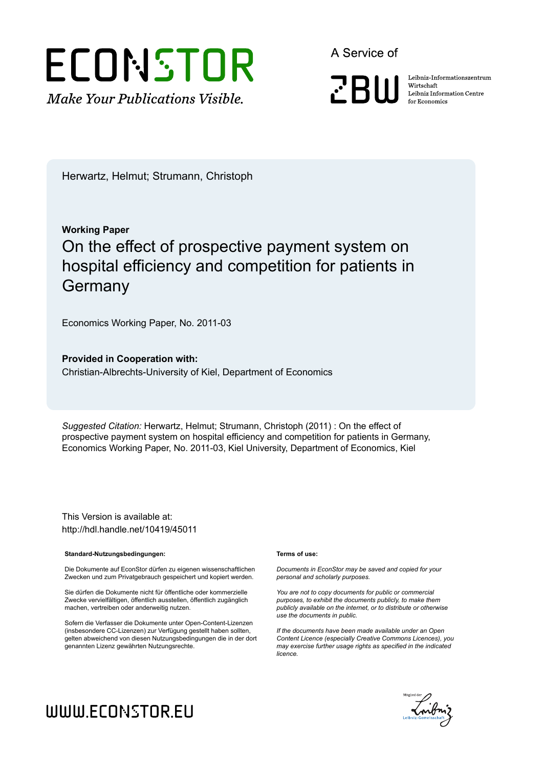ECONSTOR

*Make Your Publications Visible.*

A Service of

ZBW

Leibniz-Informationszentrum Wirtschaft
Leibniz Information Centre for Economics

Herwartz, Helmut; Strumann, Christoph

**Working Paper**

# On the effect of prospective payment system on hospital efficiency and competition for patients in Germany

Economics Working Paper, No. 2011-03

**Provided in Cooperation with:**
Christian-Albrechts-University of Kiel, Department of Economics

*Suggested Citation:* Herwartz, Helmut; Strumann, Christoph (2011) : On the effect of prospective payment system on hospital efficiency and competition for patients in Germany, Economics Working Paper, No. 2011-03, Kiel University, Department of Economics, Kiel

This Version is available at:
http://hdl.handle.net/10419/45011

**Standard-Nutzungsbedingungen:**

Die Dokumente auf EconStor dürfen zu eigenen wissenschaftlichen Zwecken und zum Privatgebrauch gespeichert und kopiert werden.

Sie dürfen die Dokumente nicht für öffentliche oder kommerzielle Zwecke vervielfältigen, öffentlich ausstellen, öffentlich zugänglich machen, vertreiben oder anderweitig nutzen.

Sofern die Verfasser die Dokumente unter Open-Content-Lizenzen (insbesondere CC-Lizenzen) zur Verfügung gestellt haben sollten, gelten abweichend von diesen Nutzungsbedingungen die in der dort genannten Lizenz gewährten Nutzungsrechte.

**Terms of use:**

*Documents in EconStor may be saved and copied for your personal and scholarly purposes.*

*You are not to copy documents for public or commercial purposes, to exhibit the documents publicly, to make them publicly available on the internet, or to distribute or otherwise use the documents in public.*

*If the documents have been made available under an Open Content Licence (especially Creative Commons Licences), you may exercise further usage rights as specified in the indicated licence.*

WWW.ECONSTOR.EU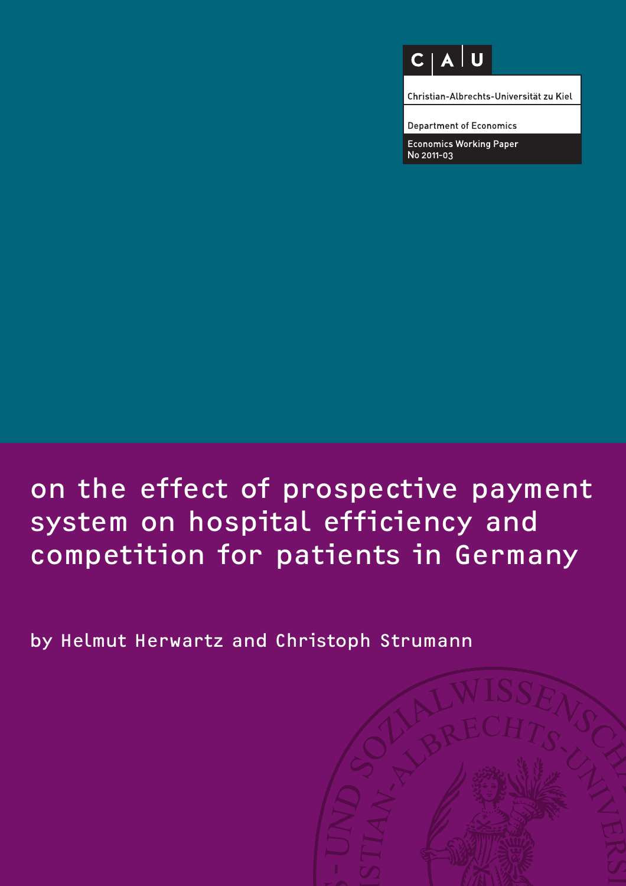C | A | U

Christian-Albrechts-Universität zu Kiel

Department of Economics

Economics Working Paper
No 2011-03

# on the effect of prospective payment system on hospital efficiency and competition for patients in Germany

by Helmut Herwartz and Christoph Strumann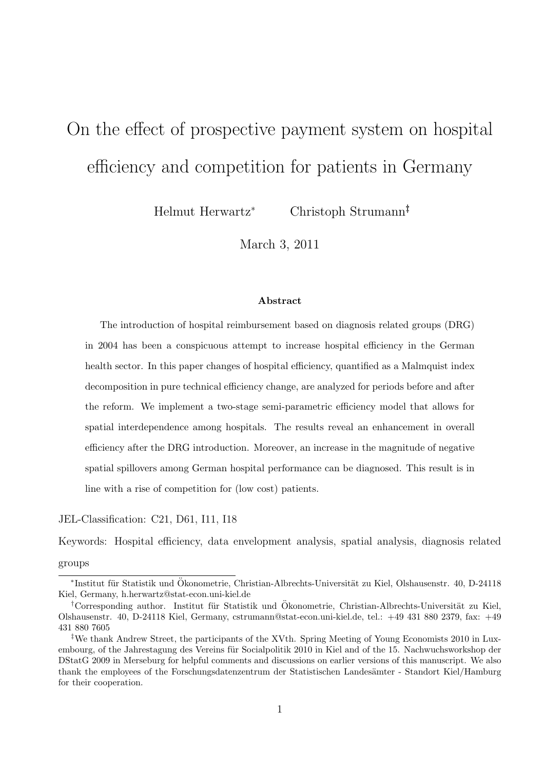# On the effect of prospective payment system on hospital efficiency and competition for patients in Germany

Helmut Herwartz[*] Christoph Strumann[‡]

March 3, 2011

**Abstract**

The introduction of hospital reimbursement based on diagnosis related groups (DRG) in 2004 has been a conspicuous attempt to increase hospital efficiency in the German health sector. In this paper changes of hospital efficiency, quantified as a Malmquist index decomposition in pure technical efficiency change, are analyzed for periods before and after the reform. We implement a two-stage semi-parametric efficiency model that allows for spatial interdependence among hospitals. The results reveal an enhancement in overall efficiency after the DRG introduction. Moreover, an increase in the magnitude of negative spatial spillovers among German hospital performance can be diagnosed. This result is in line with a rise of competition for (low cost) patients.

JEL-Classification: C21, D61, I11, I18

Keywords: Hospital efficiency, data envelopment analysis, spatial analysis, diagnosis related groups

---

[*] Institut für Statistik und Ökonometrie, Christian-Albrechts-Universität zu Kiel, Olshausenstr. 40, D-24118 Kiel, Germany, h.herwartz@stat-econ.uni-kiel.de

[†] Corresponding author. Institut für Statistik und Ökonometrie, Christian-Albrechts-Universität zu Kiel, Olshausenstr. 40, D-24118 Kiel, Germany, cstrumann@stat-econ.uni-kiel.de, tel.: +49 431 880 2379, fax: +49 431 880 7605

[‡] We thank Andrew Street, the participants of the XVth. Spring Meeting of Young Economists 2010 in Luxembourg, of the Jahrestagung des Vereins für Socialpolitik 2010 in Kiel and of the 15. Nachwuchsworkshop der DStatG 2009 in Merseburg for helpful comments and discussions on earlier versions of this manuscript. We also thank the employees of the Forschungsdatenzentrum der Statistischen Landesämter - Standort Kiel/Hamburg for their cooperation.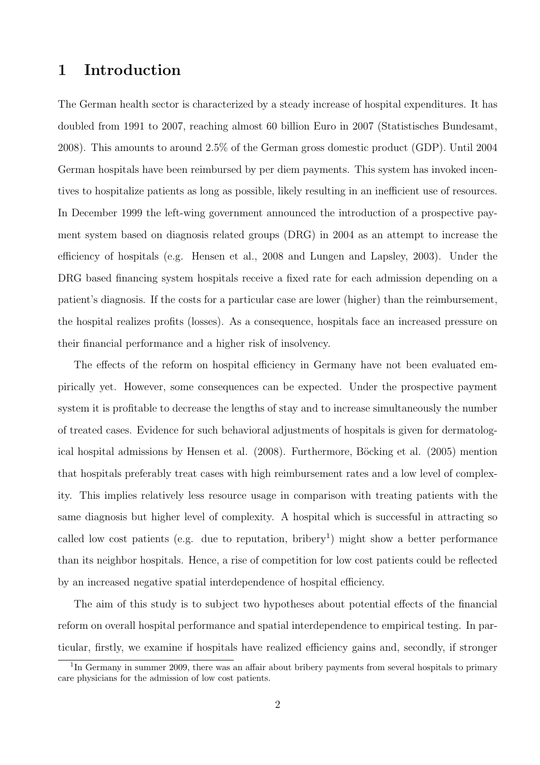# 1 Introduction

The German health sector is characterized by a steady increase of hospital expenditures. It has doubled from 1991 to 2007, reaching almost 60 billion Euro in 2007 (Statistisches Bundesamt, 2008). This amounts to around 2.5% of the German gross domestic product (GDP). Until 2004 German hospitals have been reimbursed by per diem payments. This system has invoked incentives to hospitalize patients as long as possible, likely resulting in an inefficient use of resources. In December 1999 the left-wing government announced the introduction of a prospective payment system based on diagnosis related groups (DRG) in 2004 as an attempt to increase the efficiency of hospitals (e.g. Hensen et al., 2008 and Lungen and Lapsley, 2003). Under the DRG based financing system hospitals receive a fixed rate for each admission depending on a patient's diagnosis. If the costs for a particular case are lower (higher) than the reimbursement, the hospital realizes profits (losses). As a consequence, hospitals face an increased pressure on their financial performance and a higher risk of insolvency.

The effects of the reform on hospital efficiency in Germany have not been evaluated empirically yet. However, some consequences can be expected. Under the prospective payment system it is profitable to decrease the lengths of stay and to increase simultaneously the number of treated cases. Evidence for such behavioral adjustments of hospitals is given for dermatological hospital admissions by Hensen et al. (2008). Furthermore, Böcking et al. (2005) mention that hospitals preferably treat cases with high reimbursement rates and a low level of complexity. This implies relatively less resource usage in comparison with treating patients with the same diagnosis but higher level of complexity. A hospital which is successful in attracting so called low cost patients (e.g. due to reputation, bribery[1]) might show a better performance than its neighbor hospitals. Hence, a rise of competition for low cost patients could be reflected by an increased negative spatial interdependence of hospital efficiency.

The aim of this study is to subject two hypotheses about potential effects of the financial reform on overall hospital performance and spatial interdependence to empirical testing. In particular, firstly, we examine if hospitals have realized efficiency gains and, secondly, if stronger

[1] In Germany in summer 2009, there was an affair about bribery payments from several hospitals to primary care physicians for the admission of low cost patients.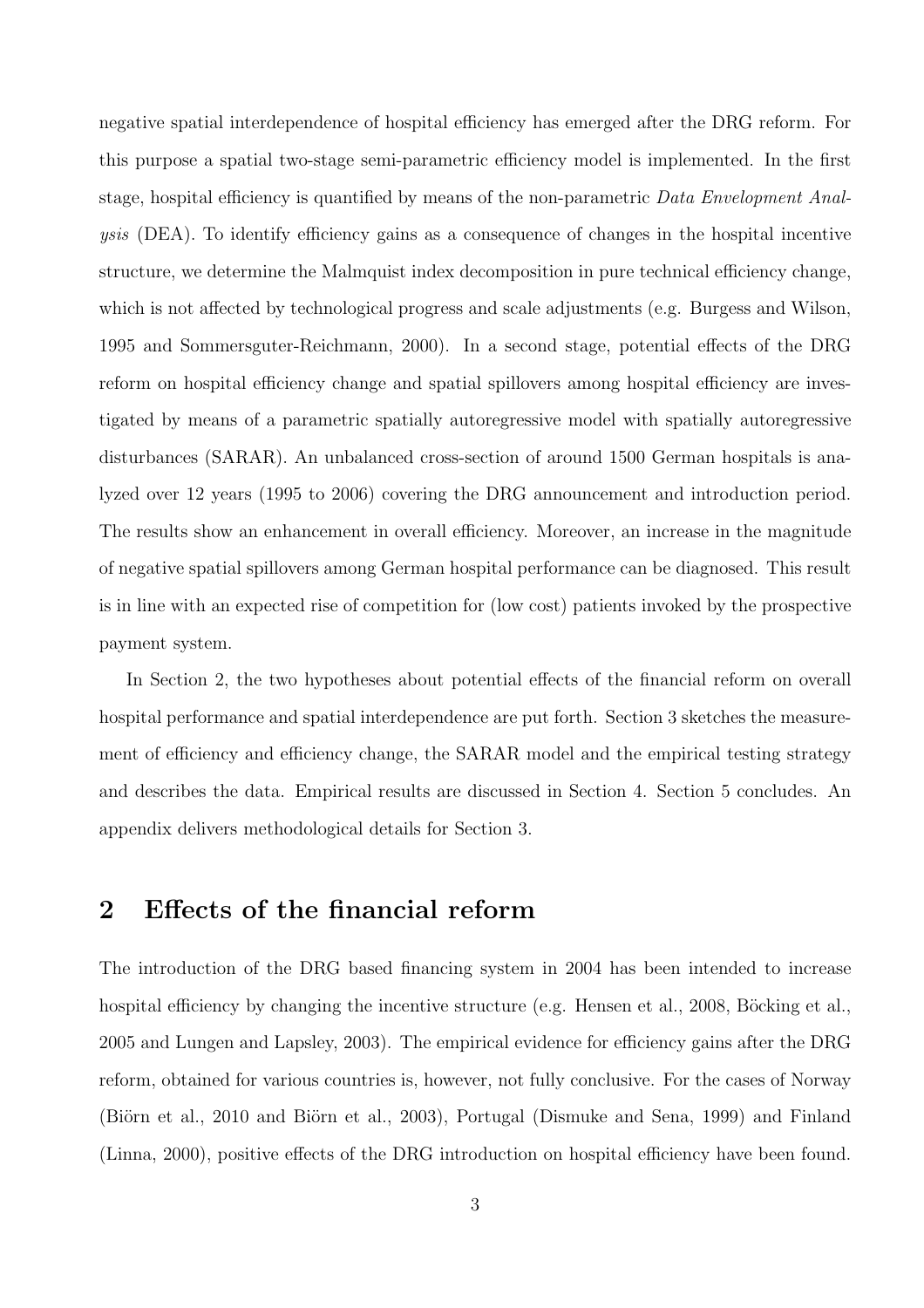negative spatial interdependence of hospital efficiency has emerged after the DRG reform. For this purpose a spatial two-stage semi-parametric efficiency model is implemented. In the first stage, hospital efficiency is quantified by means of the non-parametric *Data Envelopment Analysis* (DEA). To identify efficiency gains as a consequence of changes in the hospital incentive structure, we determine the Malmquist index decomposition in pure technical efficiency change, which is not affected by technological progress and scale adjustments (e.g. Burgess and Wilson, 1995 and Sommersguter-Reichmann, 2000). In a second stage, potential effects of the DRG reform on hospital efficiency change and spatial spillovers among hospital efficiency are investigated by means of a parametric spatially autoregressive model with spatially autoregressive disturbances (SARAR). An unbalanced cross-section of around 1500 German hospitals is analyzed over 12 years (1995 to 2006) covering the DRG announcement and introduction period. The results show an enhancement in overall efficiency. Moreover, an increase in the magnitude of negative spatial spillovers among German hospital performance can be diagnosed. This result is in line with an expected rise of competition for (low cost) patients invoked by the prospective payment system.

In Section 2, the two hypotheses about potential effects of the financial reform on overall hospital performance and spatial interdependence are put forth. Section 3 sketches the measurement of efficiency and efficiency change, the SARAR model and the empirical testing strategy and describes the data. Empirical results are discussed in Section 4. Section 5 concludes. An appendix delivers methodological details for Section 3.

## 2 Effects of the financial reform

The introduction of the DRG based financing system in 2004 has been intended to increase hospital efficiency by changing the incentive structure (e.g. Hensen et al., 2008, Böcking et al., 2005 and Lungen and Lapsley, 2003). The empirical evidence for efficiency gains after the DRG reform, obtained for various countries is, however, not fully conclusive. For the cases of Norway (Biörn et al., 2010 and Biörn et al., 2003), Portugal (Dismuke and Sena, 1999) and Finland (Linna, 2000), positive effects of the DRG introduction on hospital efficiency have been found.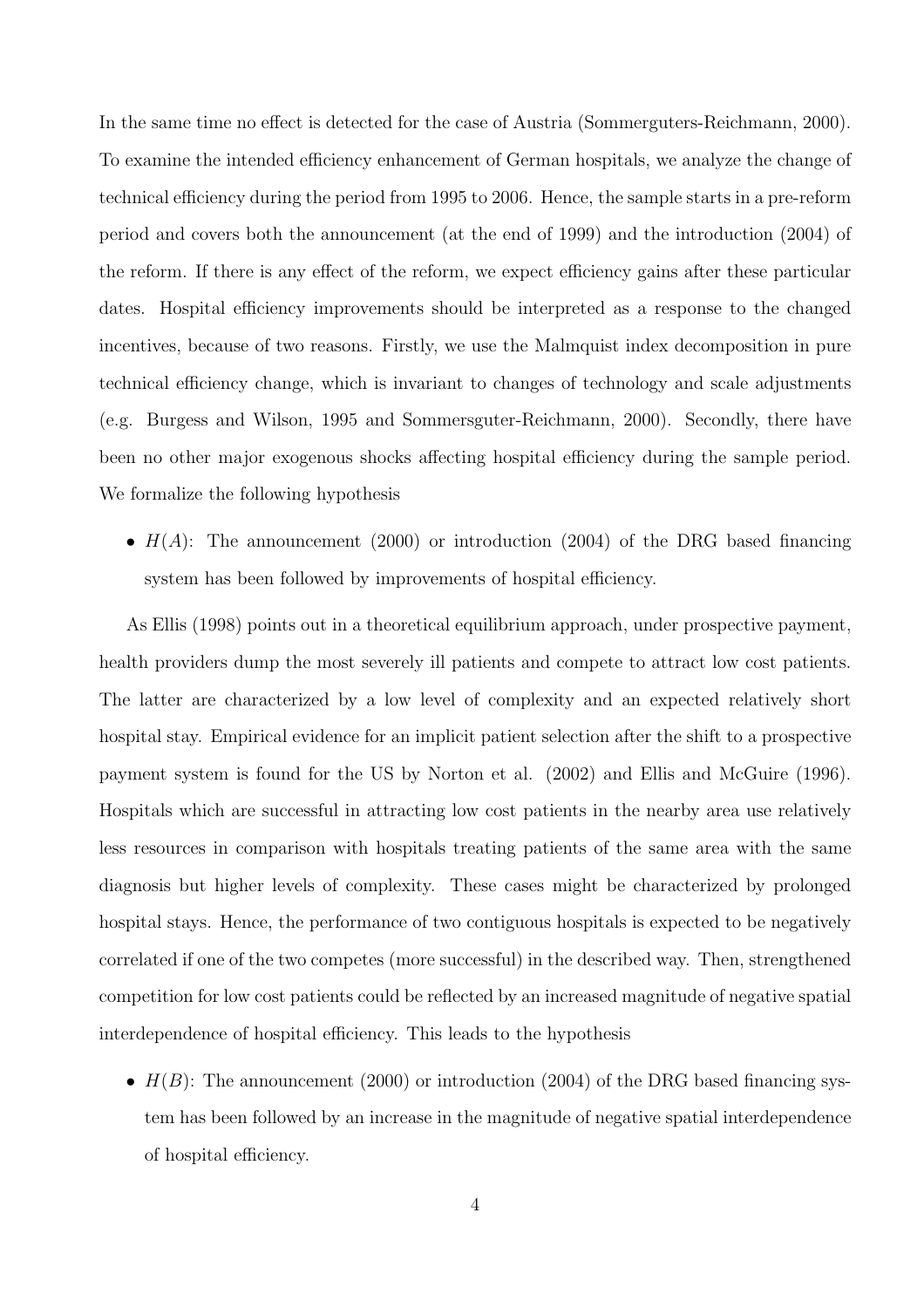In the same time no effect is detected for the case of Austria (Sommerguters-Reichmann, 2000). To examine the intended efficiency enhancement of German hospitals, we analyze the change of technical efficiency during the period from 1995 to 2006. Hence, the sample starts in a pre-reform period and covers both the announcement (at the end of 1999) and the introduction (2004) of the reform. If there is any effect of the reform, we expect efficiency gains after these particular dates. Hospital efficiency improvements should be interpreted as a response to the changed incentives, because of two reasons. Firstly, we use the Malmquist index decomposition in pure technical efficiency change, which is invariant to changes of technology and scale adjustments (e.g. Burgess and Wilson, 1995 and Sommersguter-Reichmann, 2000). Secondly, there have been no other major exogenous shocks affecting hospital efficiency during the sample period. We formalize the following hypothesis

- $H(A)$: The announcement (2000) or introduction (2004) of the DRG based financing system has been followed by improvements of hospital efficiency.

As Ellis (1998) points out in a theoretical equilibrium approach, under prospective payment, health providers dump the most severely ill patients and compete to attract low cost patients. The latter are characterized by a low level of complexity and an expected relatively short hospital stay. Empirical evidence for an implicit patient selection after the shift to a prospective payment system is found for the US by Norton et al. (2002) and Ellis and McGuire (1996). Hospitals which are successful in attracting low cost patients in the nearby area use relatively less resources in comparison with hospitals treating patients of the same area with the same diagnosis but higher levels of complexity. These cases might be characterized by prolonged hospital stays. Hence, the performance of two contiguous hospitals is expected to be negatively correlated if one of the two competes (more successful) in the described way. Then, strengthened competition for low cost patients could be reflected by an increased magnitude of negative spatial interdependence of hospital efficiency. This leads to the hypothesis

- $H(B)$: The announcement (2000) or introduction (2004) of the DRG based financing system has been followed by an increase in the magnitude of negative spatial interdependence of hospital efficiency.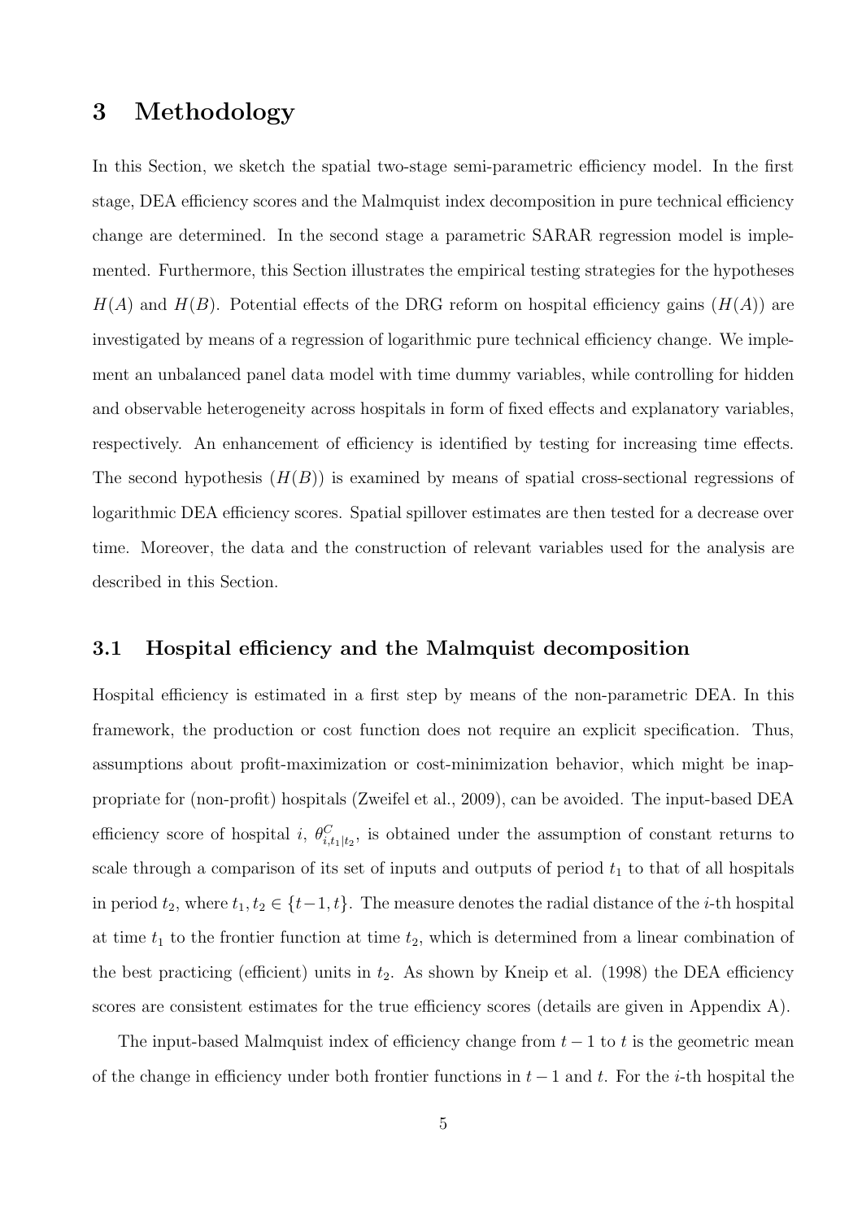# 3 Methodology

In this Section, we sketch the spatial two-stage semi-parametric efficiency model. In the first stage, DEA efficiency scores and the Malmquist index decomposition in pure technical efficiency change are determined. In the second stage a parametric SARAR regression model is implemented. Furthermore, this Section illustrates the empirical testing strategies for the hypotheses $H(A)$ and $H(B)$. Potential effects of the DRG reform on hospital efficiency gains ($H(A)$) are investigated by means of a regression of logarithmic pure technical efficiency change. We implement an unbalanced panel data model with time dummy variables, while controlling for hidden and observable heterogeneity across hospitals in form of fixed effects and explanatory variables, respectively. An enhancement of efficiency is identified by testing for increasing time effects. The second hypothesis ($H(B)$) is examined by means of spatial cross-sectional regressions of logarithmic DEA efficiency scores. Spatial spillover estimates are then tested for a decrease over time. Moreover, the data and the construction of relevant variables used for the analysis are described in this Section.

## 3.1 Hospital efficiency and the Malmquist decomposition

Hospital efficiency is estimated in a first step by means of the non-parametric DEA. In this framework, the production or cost function does not require an explicit specification. Thus, assumptions about profit-maximization or cost-minimization behavior, which might be inappropriate for (non-profit) hospitals (Zweifel et al., 2009), can be avoided. The input-based DEA efficiency score of hospital $i$, $\theta^C_{i,t_1|t_2}$, is obtained under the assumption of constant returns to scale through a comparison of its set of inputs and outputs of period $t_1$ to that of all hospitals in period $t_2$, where $t_1, t_2 \in \{t-1, t\}$. The measure denotes the radial distance of the $i$-th hospital at time $t_1$ to the frontier function at time $t_2$, which is determined from a linear combination of the best practicing (efficient) units in $t_2$. As shown by Kneip et al. (1998) the DEA efficiency scores are consistent estimates for the true efficiency scores (details are given in Appendix A).

The input-based Malmquist index of efficiency change from $t-1$ to $t$ is the geometric mean of the change in efficiency under both frontier functions in $t-1$ and $t$. For the $i$-th hospital the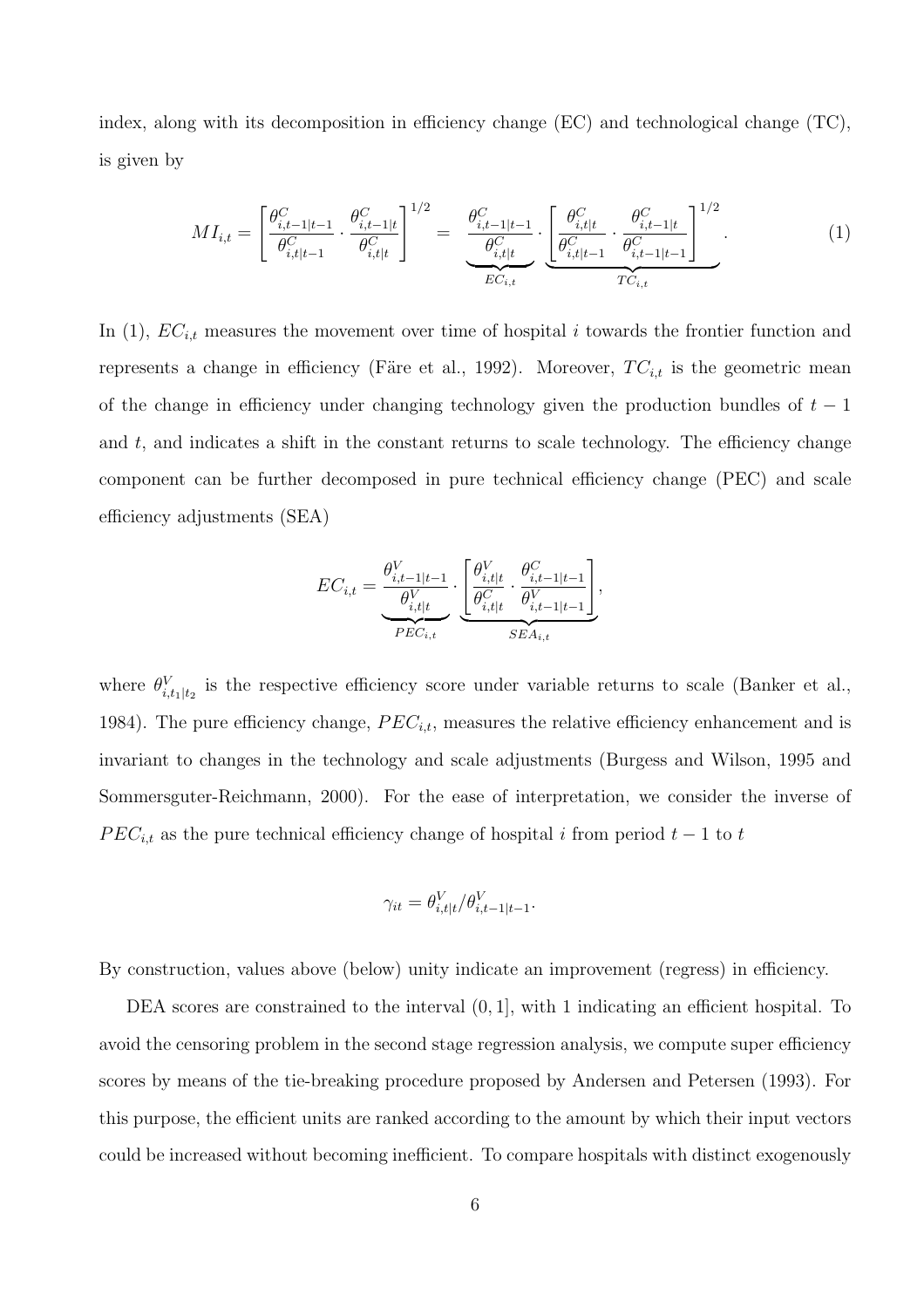index, along with its decomposition in efficiency change (EC) and technological change (TC), is given by

$$MI_{i,t} = \left[ \frac{\theta^C_{i,t-1|t-1}}{\theta^C_{i,t|t-1}} \cdot \frac{\theta^C_{i,t-1|t}}{\theta^C_{i,t|t}} \right]^{1/2} = \underbrace{\frac{\theta^C_{i,t-1|t-1}}{\theta^C_{i,t|t}}}_{EC_{i,t}} \cdot \underbrace{\left[ \frac{\theta^C_{i,t|t}}{\theta^C_{i,t|t-1}} \cdot \frac{\theta^C_{i,t-1|t}}{\theta^C_{i,t-1|t-1}} \right]^{1/2}}_{TC_{i,t}}. \tag{1}$$

In (1), $EC_{i,t}$ measures the movement over time of hospital $i$ towards the frontier function and represents a change in efficiency (Färe et al., 1992). Moreover, $TC_{i,t}$ is the geometric mean of the change in efficiency under changing technology given the production bundles of $t-1$ and $t$, and indicates a shift in the constant returns to scale technology. The efficiency change component can be further decomposed in pure technical efficiency change (PEC) and scale efficiency adjustments (SEA)

$$EC_{i,t} = \underbrace{\frac{\theta^V_{i,t-1|t-1}}{\theta^V_{i,t|t}}}_{PEC_{i,t}} \cdot \underbrace{\left[ \frac{\theta^V_{i,t|t}}{\theta^C_{i,t|t}} \cdot \frac{\theta^C_{i,t-1|t-1}}{\theta^V_{i,t-1|t-1}} \right]}_{SEA_{i,t}},$$

where $\theta^V_{i,t_1|t_2}$ is the respective efficiency score under variable returns to scale (Banker et al., 1984). The pure efficiency change, $PEC_{i,t}$, measures the relative efficiency enhancement and is invariant to changes in the technology and scale adjustments (Burgess and Wilson, 1995 and Sommersguter-Reichmann, 2000). For the ease of interpretation, we consider the inverse of $PEC_{i,t}$ as the pure technical efficiency change of hospital $i$ from period $t-1$ to $t$

$$\gamma_{it} = \theta^V_{i,t|t} / \theta^V_{i,t-1|t-1}.$$

By construction, values above (below) unity indicate an improvement (regress) in efficiency.

DEA scores are constrained to the interval $(0, 1]$, with 1 indicating an efficient hospital. To avoid the censoring problem in the second stage regression analysis, we compute super efficiency scores by means of the tie-breaking procedure proposed by Andersen and Petersen (1993). For this purpose, the efficient units are ranked according to the amount by which their input vectors could be increased without becoming inefficient. To compare hospitals with distinct exogenously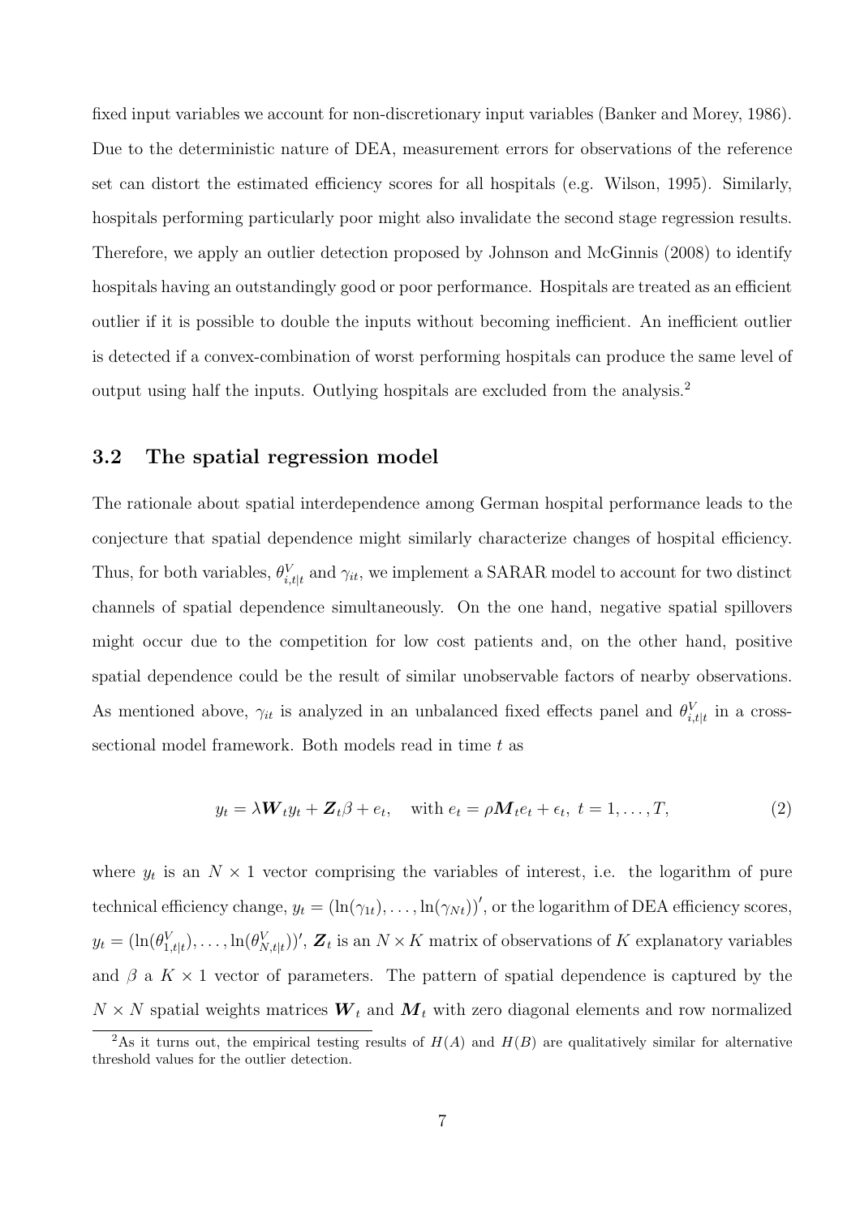fixed input variables we account for non-discretionary input variables (Banker and Morey, 1986). Due to the deterministic nature of DEA, measurement errors for observations of the reference set can distort the estimated efficiency scores for all hospitals (e.g. Wilson, 1995). Similarly, hospitals performing particularly poor might also invalidate the second stage regression results. Therefore, we apply an outlier detection proposed by Johnson and McGinnis (2008) to identify hospitals having an outstandingly good or poor performance. Hospitals are treated as an efficient outlier if it is possible to double the inputs without becoming inefficient. An inefficient outlier is detected if a convex-combination of worst performing hospitals can produce the same level of output using half the inputs. Outlying hospitals are excluded from the analysis.[2]

## 3.2 The spatial regression model

The rationale about spatial interdependence among German hospital performance leads to the conjecture that spatial dependence might similarly characterize changes of hospital efficiency. Thus, for both variables, $\theta^V_{i,t|t}$ and $\gamma_{it}$, we implement a SARAR model to account for two distinct channels of spatial dependence simultaneously. On the one hand, negative spatial spillovers might occur due to the competition for low cost patients and, on the other hand, positive spatial dependence could be the result of similar unobservable factors of nearby observations. As mentioned above, $\gamma_{it}$ is analyzed in an unbalanced fixed effects panel and $\theta^V_{i,t|t}$ in a cross-sectional model framework. Both models read in time $t$ as

$$y_t = \lambda \boldsymbol{W}_t y_t + \boldsymbol{Z}_t \beta + e_t, \quad \text{with } e_t = \rho \boldsymbol{M}_t e_t + \epsilon_t,\ t = 1, \ldots, T, \tag{2}$$

where $y_t$ is an $N \times 1$ vector comprising the variables of interest, i.e. the logarithm of pure technical efficiency change, $y_t = (\ln(\gamma_{1t}), \ldots, \ln(\gamma_{Nt}))'$, or the logarithm of DEA efficiency scores, $y_t = (\ln(\theta^V_{1,t|t}), \ldots, \ln(\theta^V_{N,t|t}))'$, $\boldsymbol{Z}_t$ is an $N \times K$ matrix of observations of $K$ explanatory variables and $\beta$ a $K \times 1$ vector of parameters. The pattern of spatial dependence is captured by the $N \times N$ spatial weights matrices $\boldsymbol{W}_t$ and $\boldsymbol{M}_t$ with zero diagonal elements and row normalized

[2] As it turns out, the empirical testing results of $H(A)$ and $H(B)$ are qualitatively similar for alternative threshold values for the outlier detection.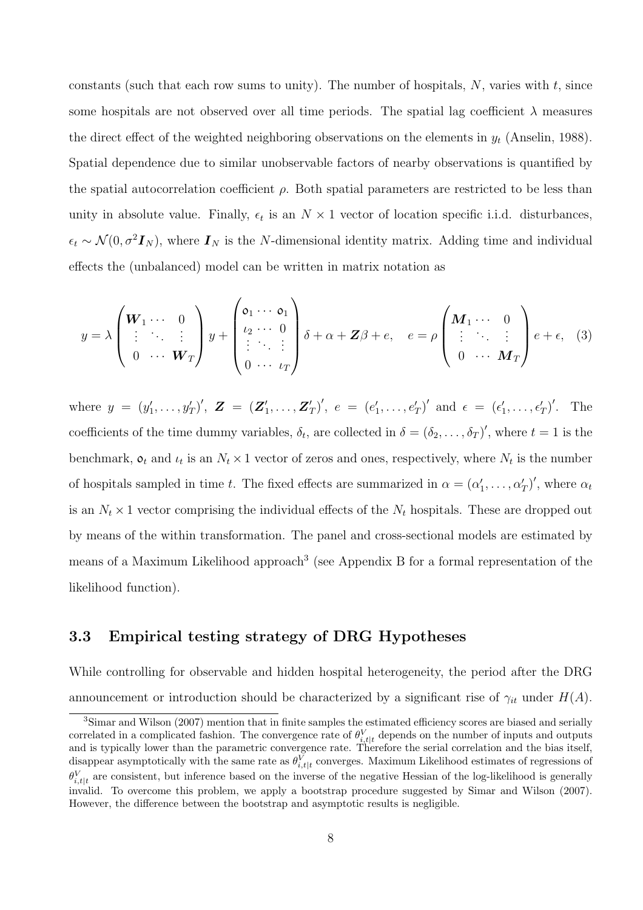constants (such that each row sums to unity). The number of hospitals, $N$, varies with $t$, since some hospitals are not observed over all time periods. The spatial lag coefficient $\lambda$ measures the direct effect of the weighted neighboring observations on the elements in $y_t$ (Anselin, 1988). Spatial dependence due to similar unobservable factors of nearby observations is quantified by the spatial autocorrelation coefficient $\rho$. Both spatial parameters are restricted to be less than unity in absolute value. Finally, $\epsilon_t$ is an $N \times 1$ vector of location specific i.i.d. disturbances, $\epsilon_t \sim \mathcal{N}(0, \sigma^2 \boldsymbol{I}_N)$, where $\boldsymbol{I}_N$ is the $N$-dimensional identity matrix. Adding time and individual effects the (unbalanced) model can be written in matrix notation as

$$y = \lambda \begin{pmatrix} \boldsymbol{W}_1 \cdots & 0 \\ \vdots \ \ddots & \vdots \\ 0 \ \ \cdots & \boldsymbol{W}_T \end{pmatrix} y + \begin{pmatrix} \mathfrak{o}_1 \cdots & \mathfrak{o}_1 \\ \iota_2 \cdots & 0 \\ \vdots \ \ddots & \vdots \\ 0 \ \cdots & \iota_T \end{pmatrix} \delta + \alpha + \boldsymbol{Z}\beta + e, \quad e = \rho \begin{pmatrix} \boldsymbol{M}_1 \cdots & 0 \\ \vdots \ \ddots & \vdots \\ 0 \ \ \cdots & \boldsymbol{M}_T \end{pmatrix} e + \epsilon, \quad (3)$$

where $y = (y_1', \dots, y_T')'$, $\boldsymbol{Z} = (\boldsymbol{Z}_1', \dots, \boldsymbol{Z}_T')'$, $e = (e_1', \dots, e_T')'$ and $\epsilon = (\epsilon_1', \dots, \epsilon_T')'$. The coefficients of the time dummy variables, $\delta_t$, are collected in $\delta = (\delta_2, \dots, \delta_T)'$, where $t = 1$ is the benchmark, $\mathfrak{o}_t$ and $\iota_t$ is an $N_t \times 1$ vector of zeros and ones, respectively, where $N_t$ is the number of hospitals sampled in time $t$. The fixed effects are summarized in $\alpha = (\alpha_1', \dots, \alpha_T')'$, where $\alpha_t$ is an $N_t \times 1$ vector comprising the individual effects of the $N_t$ hospitals. These are dropped out by means of the within transformation. The panel and cross-sectional models are estimated by means of a Maximum Likelihood approach[3] (see Appendix B for a formal representation of the likelihood function).

### 3.3 Empirical testing strategy of DRG Hypotheses

While controlling for observable and hidden hospital heterogeneity, the period after the DRG announcement or introduction should be characterized by a significant rise of $\gamma_{it}$ under $H(A)$.

[3] Simar and Wilson (2007) mention that in finite samples the estimated efficiency scores are biased and serially correlated in a complicated fashion. The convergence rate of $\theta^V_{i,t|t}$ depends on the number of inputs and outputs and is typically lower than the parametric convergence rate. Therefore the serial correlation and the bias itself, disappear asymptotically with the same rate as $\theta^V_{i,t|t}$ converges. Maximum Likelihood estimates of regressions of $\theta^V_{i,t|t}$ are consistent, but inference based on the inverse of the negative Hessian of the log-likelihood is generally invalid. To overcome this problem, we apply a bootstrap procedure suggested by Simar and Wilson (2007). However, the difference between the bootstrap and asymptotic results is negligible.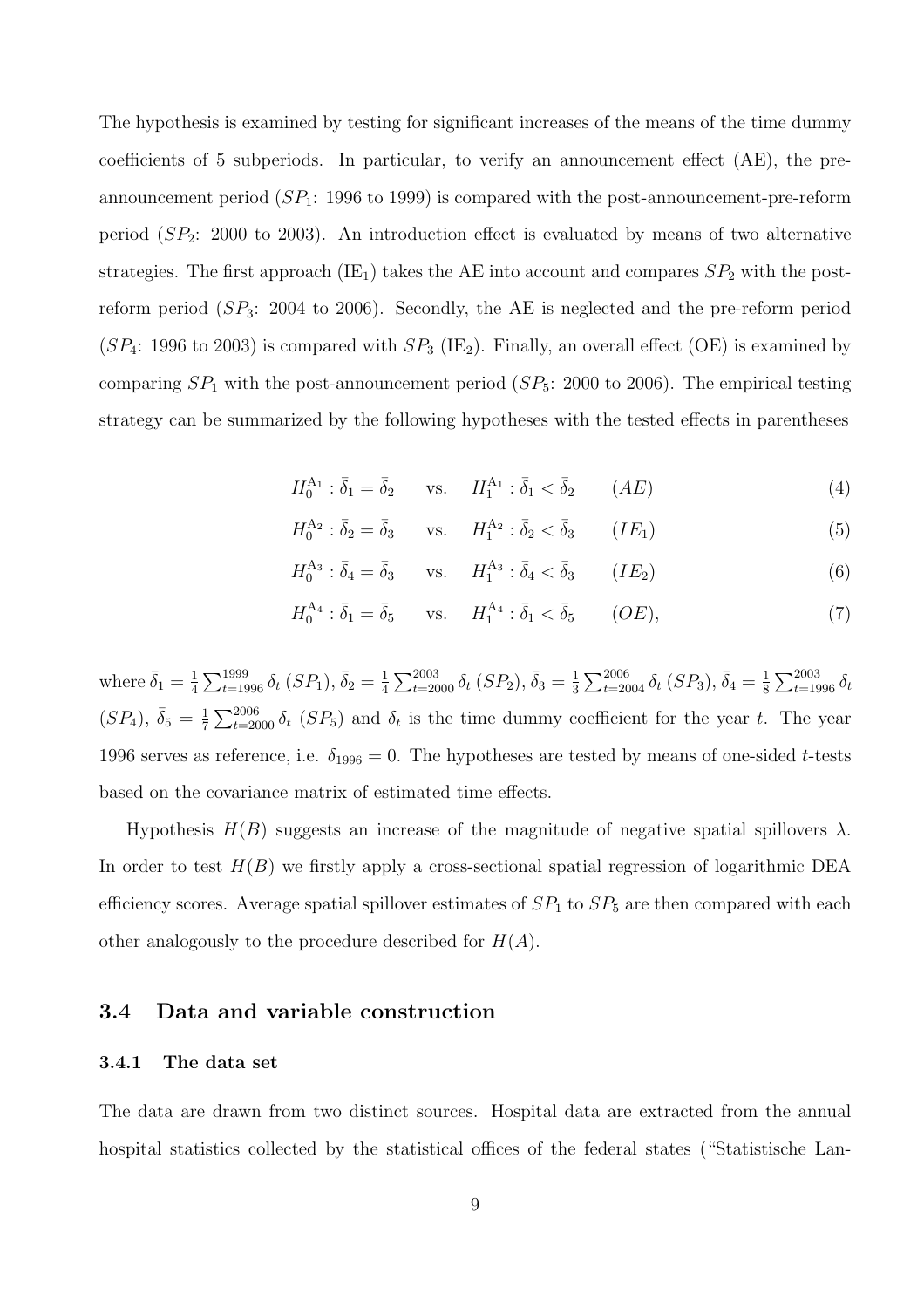The hypothesis is examined by testing for significant increases of the means of the time dummy coefficients of 5 subperiods. In particular, to verify an announcement effect (AE), the pre-announcement period ($SP_1$: 1996 to 1999) is compared with the post-announcement-pre-reform period ($SP_2$: 2000 to 2003). An introduction effect is evaluated by means of two alternative strategies. The first approach ($\text{IE}_1$) takes the AE into account and compares $SP_2$ with the post-reform period ($SP_3$: 2004 to 2006). Secondly, the AE is neglected and the pre-reform period ($SP_4$: 1996 to 2003) is compared with $SP_3$ ($\text{IE}_2$). Finally, an overall effect (OE) is examined by comparing $SP_1$ with the post-announcement period ($SP_5$: 2000 to 2006). The empirical testing strategy can be summarized by the following hypotheses with the tested effects in parentheses

$$H_0^{\text{A}_1} : \bar{\delta}_1 = \bar{\delta}_2 \quad \text{vs.} \quad H_1^{\text{A}_1} : \bar{\delta}_1 < \bar{\delta}_2 \qquad (AE) \tag{4}$$

$$H_0^{\text{A}_2} : \bar{\delta}_2 = \bar{\delta}_3 \quad \text{vs.} \quad H_1^{\text{A}_2} : \bar{\delta}_2 < \bar{\delta}_3 \qquad (IE_1) \tag{5}$$

$$H_0^{\text{A}_3} : \bar{\delta}_4 = \bar{\delta}_3 \quad \text{vs.} \quad H_1^{\text{A}_3} : \bar{\delta}_4 < \bar{\delta}_3 \qquad (IE_2) \tag{6}$$

$$H_0^{\text{A}_4} : \bar{\delta}_1 = \bar{\delta}_5 \quad \text{vs.} \quad H_1^{\text{A}_4} : \bar{\delta}_1 < \bar{\delta}_5 \qquad (OE), \tag{7}$$

where $\bar{\delta}_1 = \frac{1}{4}\sum_{t=1996}^{1999} \delta_t$ ($SP_1$), $\bar{\delta}_2 = \frac{1}{4}\sum_{t=2000}^{2003} \delta_t$ ($SP_2$), $\bar{\delta}_3 = \frac{1}{3}\sum_{t=2004}^{2006} \delta_t$ ($SP_3$), $\bar{\delta}_4 = \frac{1}{8}\sum_{t=1996}^{2003} \delta_t$ ($SP_4$), $\bar{\delta}_5 = \frac{1}{7}\sum_{t=2000}^{2006} \delta_t$ ($SP_5$) and $\delta_t$ is the time dummy coefficient for the year $t$. The year 1996 serves as reference, i.e. $\delta_{1996} = 0$. The hypotheses are tested by means of one-sided $t$-tests based on the covariance matrix of estimated time effects.

Hypothesis $H(B)$ suggests an increase of the magnitude of negative spatial spillovers $\lambda$. In order to test $H(B)$ we firstly apply a cross-sectional spatial regression of logarithmic DEA efficiency scores. Average spatial spillover estimates of $SP_1$ to $SP_5$ are then compared with each other analogously to the procedure described for $H(A)$.

## 3.4 Data and variable construction

### 3.4.1 The data set

The data are drawn from two distinct sources. Hospital data are extracted from the annual hospital statistics collected by the statistical offices of the federal states ("Statistische Lan-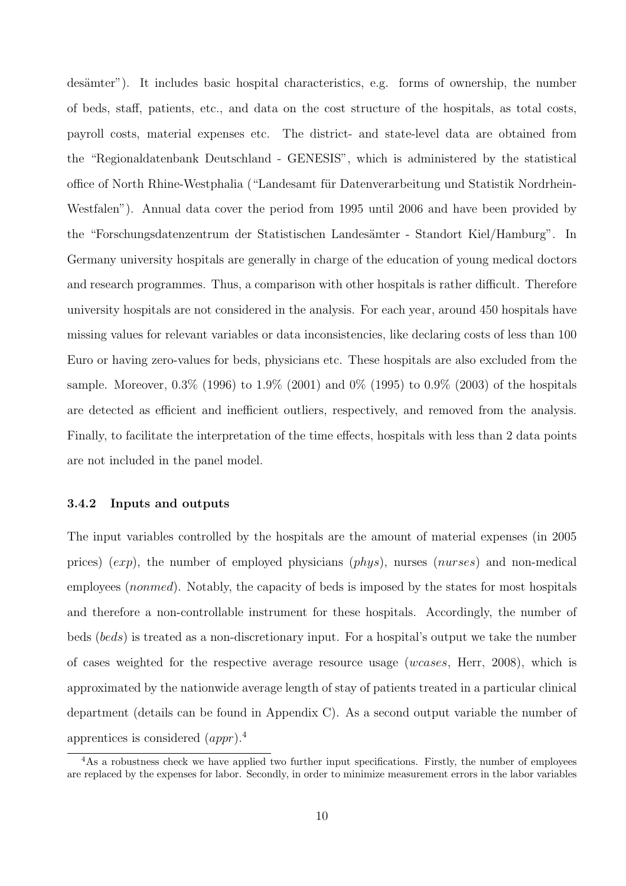desämter"). It includes basic hospital characteristics, e.g. forms of ownership, the number of beds, staff, patients, etc., and data on the cost structure of the hospitals, as total costs, payroll costs, material expenses etc. The district- and state-level data are obtained from the "Regionaldatenbank Deutschland - GENESIS", which is administered by the statistical office of North Rhine-Westphalia ("Landesamt für Datenverarbeitung und Statistik Nordrhein-Westfalen"). Annual data cover the period from 1995 until 2006 and have been provided by the "Forschungsdatenzentrum der Statistischen Landesämter - Standort Kiel/Hamburg". In Germany university hospitals are generally in charge of the education of young medical doctors and research programmes. Thus, a comparison with other hospitals is rather difficult. Therefore university hospitals are not considered in the analysis. For each year, around 450 hospitals have missing values for relevant variables or data inconsistencies, like declaring costs of less than 100 Euro or having zero-values for beds, physicians etc. These hospitals are also excluded from the sample. Moreover, 0.3% (1996) to 1.9% (2001) and 0% (1995) to 0.9% (2003) of the hospitals are detected as efficient and inefficient outliers, respectively, and removed from the analysis. Finally, to facilitate the interpretation of the time effects, hospitals with less than 2 data points are not included in the panel model.

### 3.4.2 Inputs and outputs

The input variables controlled by the hospitals are the amount of material expenses (in 2005 prices) (*exp*), the number of employed physicians (*phys*), nurses (*nurses*) and non-medical employees (*nonmed*). Notably, the capacity of beds is imposed by the states for most hospitals and therefore a non-controllable instrument for these hospitals. Accordingly, the number of beds (*beds*) is treated as a non-discretionary input. For a hospital's output we take the number of cases weighted for the respective average resource usage (*wcases*, Herr, 2008), which is approximated by the nationwide average length of stay of patients treated in a particular clinical department (details can be found in Appendix C). As a second output variable the number of apprentices is considered (*appr*).[4]

[4] As a robustness check we have applied two further input specifications. Firstly, the number of employees are replaced by the expenses for labor. Secondly, in order to minimize measurement errors in the labor variables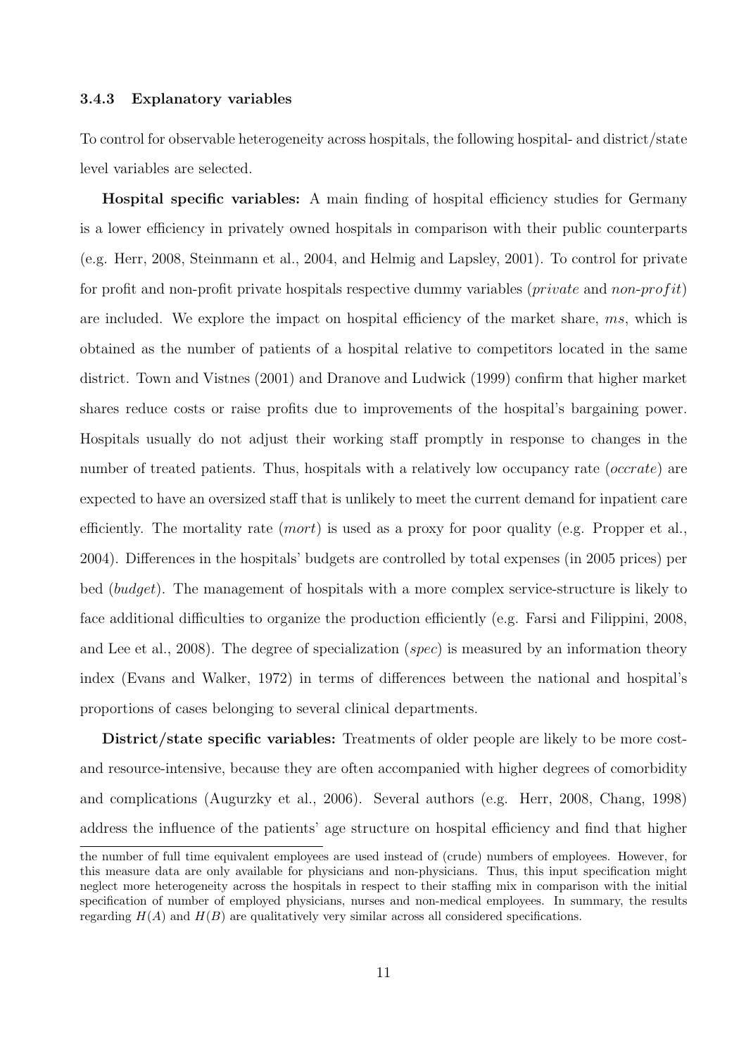### 3.4.3 Explanatory variables

To control for observable heterogeneity across hospitals, the following hospital- and district/state level variables are selected.

**Hospital specific variables:** A main finding of hospital efficiency studies for Germany is a lower efficiency in privately owned hospitals in comparison with their public counterparts (e.g. Herr, 2008, Steinmann et al., 2004, and Helmig and Lapsley, 2001). To control for private for profit and non-profit private hospitals respective dummy variables (*private* and *non-profit*) are included. We explore the impact on hospital efficiency of the market share, *ms*, which is obtained as the number of patients of a hospital relative to competitors located in the same district. Town and Vistnes (2001) and Dranove and Ludwick (1999) confirm that higher market shares reduce costs or raise profits due to improvements of the hospital's bargaining power. Hospitals usually do not adjust their working staff promptly in response to changes in the number of treated patients. Thus, hospitals with a relatively low occupancy rate (*occrate*) are expected to have an oversized staff that is unlikely to meet the current demand for inpatient care efficiently. The mortality rate (*mort*) is used as a proxy for poor quality (e.g. Propper et al., 2004). Differences in the hospitals' budgets are controlled by total expenses (in 2005 prices) per bed (*budget*). The management of hospitals with a more complex service-structure is likely to face additional difficulties to organize the production efficiently (e.g. Farsi and Filippini, 2008, and Lee et al., 2008). The degree of specialization (*spec*) is measured by an information theory index (Evans and Walker, 1972) in terms of differences between the national and hospital's proportions of cases belonging to several clinical departments.

**District/state specific variables:** Treatments of older people are likely to be more cost- and resource-intensive, because they are often accompanied with higher degrees of comorbidity and complications (Augurzky et al., 2006). Several authors (e.g. Herr, 2008, Chang, 1998) address the influence of the patients' age structure on hospital efficiency and find that higher

the number of full time equivalent employees are used instead of (crude) numbers of employees. However, for this measure data are only available for physicians and non-physicians. Thus, this input specification might neglect more heterogeneity across the hospitals in respect to their staffing mix in comparison with the initial specification of number of employed physicians, nurses and non-medical employees. In summary, the results regarding $H(A)$ and $H(B)$ are qualitatively very similar across all considered specifications.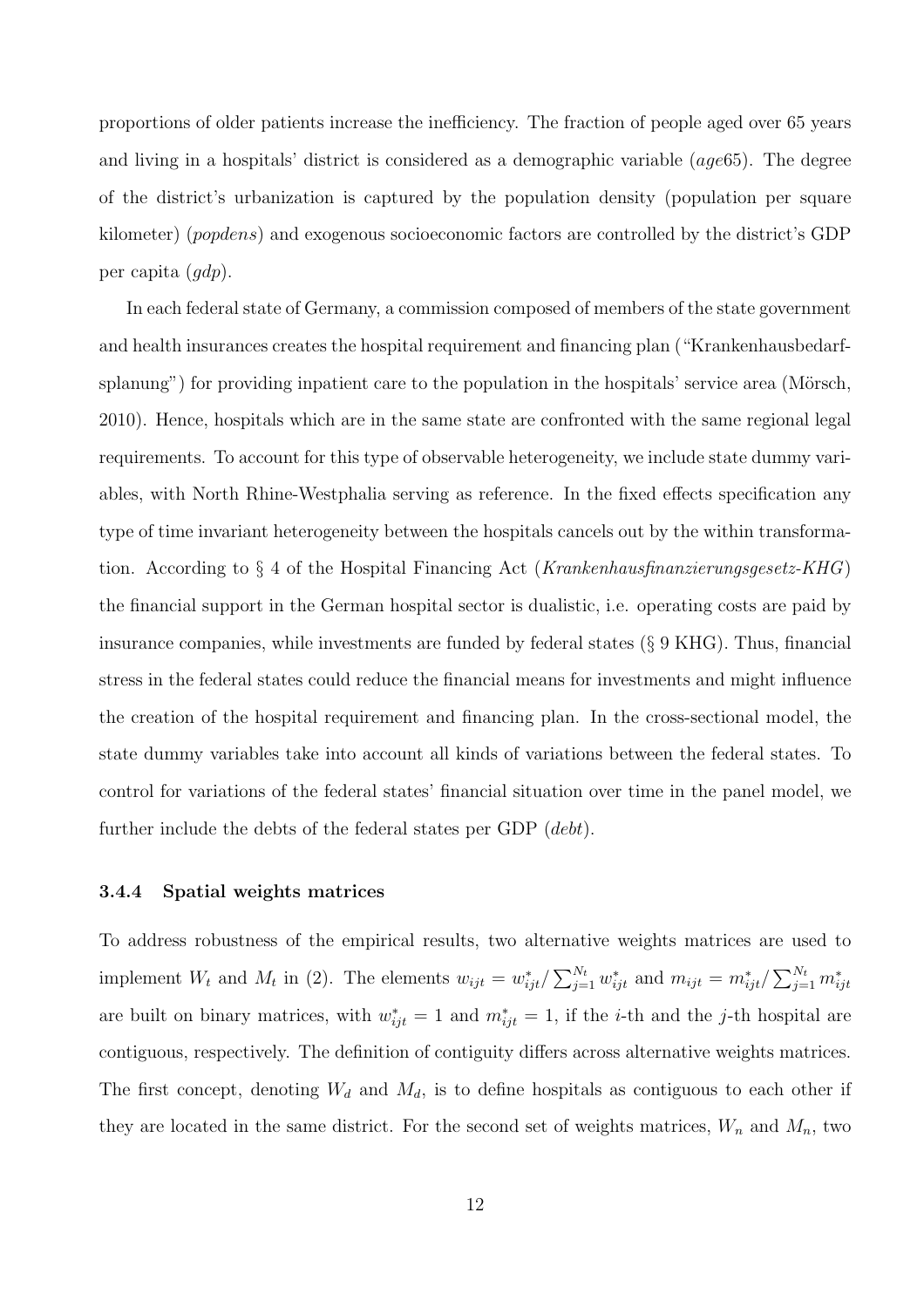proportions of older patients increase the inefficiency. The fraction of people aged over 65 years and living in a hospitals' district is considered as a demographic variable (*age*65). The degree of the district's urbanization is captured by the population density (population per square kilometer) (*popdens*) and exogenous socioeconomic factors are controlled by the district's GDP per capita (*gdp*).

In each federal state of Germany, a commission composed of members of the state government and health insurances creates the hospital requirement and financing plan ("Krankenhausbedarfsplanung") for providing inpatient care to the population in the hospitals' service area (Mörsch, 2010). Hence, hospitals which are in the same state are confronted with the same regional legal requirements. To account for this type of observable heterogeneity, we include state dummy variables, with North Rhine-Westphalia serving as reference. In the fixed effects specification any type of time invariant heterogeneity between the hospitals cancels out by the within transformation. According to § 4 of the Hospital Financing Act (*Krankenhausfinanzierungsgesetz-KHG*) the financial support in the German hospital sector is dualistic, i.e. operating costs are paid by insurance companies, while investments are funded by federal states (§ 9 KHG). Thus, financial stress in the federal states could reduce the financial means for investments and might influence the creation of the hospital requirement and financing plan. In the cross-sectional model, the state dummy variables take into account all kinds of variations between the federal states. To control for variations of the federal states' financial situation over time in the panel model, we further include the debts of the federal states per GDP (*debt*).

#### 3.4.4 Spatial weights matrices

To address robustness of the empirical results, two alternative weights matrices are used to implement $W_t$ and $M_t$ in (2). The elements $w_{ijt} = w^*_{ijt} / \sum_{j=1}^{N_t} w^*_{ijt}$ and $m_{ijt} = m^*_{ijt} / \sum_{j=1}^{N_t} m^*_{ijt}$ are built on binary matrices, with $w^*_{ijt} = 1$ and $m^*_{ijt} = 1$, if the $i$-th and the $j$-th hospital are contiguous, respectively. The definition of contiguity differs across alternative weights matrices. The first concept, denoting $W_d$ and $M_d$, is to define hospitals as contiguous to each other if they are located in the same district. For the second set of weights matrices, $W_n$ and $M_n$, two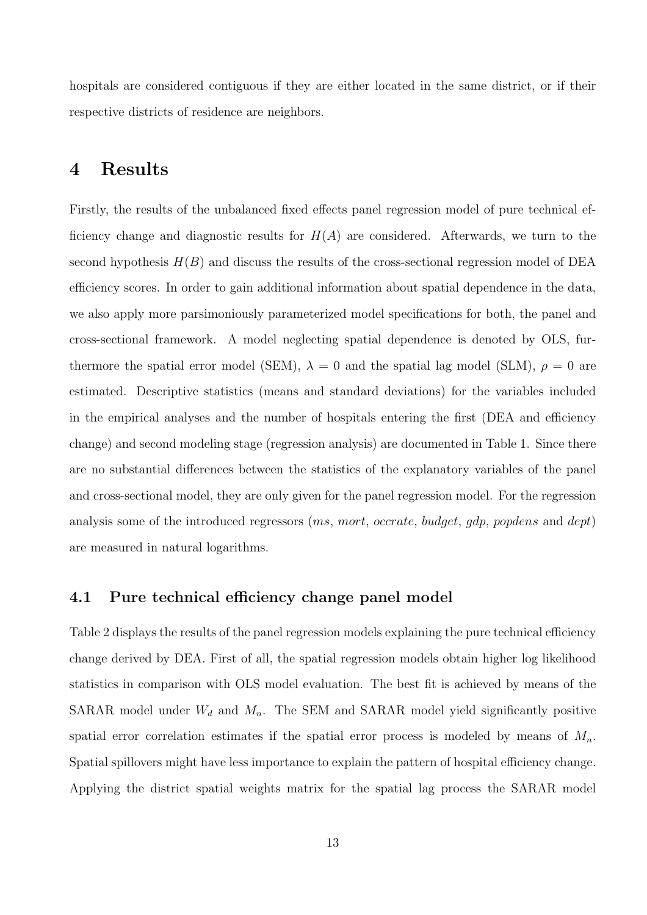hospitals are considered contiguous if they are either located in the same district, or if their respective districts of residence are neighbors.

# 4 Results

Firstly, the results of the unbalanced fixed effects panel regression model of pure technical efficiency change and diagnostic results for $H(A)$ are considered. Afterwards, we turn to the second hypothesis $H(B)$ and discuss the results of the cross-sectional regression model of DEA efficiency scores. In order to gain additional information about spatial dependence in the data, we also apply more parsimoniously parameterized model specifications for both, the panel and cross-sectional framework. A model neglecting spatial dependence is denoted by OLS, furthermore the spatial error model (SEM), $\lambda = 0$ and the spatial lag model (SLM), $\rho = 0$ are estimated. Descriptive statistics (means and standard deviations) for the variables included in the empirical analyses and the number of hospitals entering the first (DEA and efficiency change) and second modeling stage (regression analysis) are documented in Table 1. Since there are no substantial differences between the statistics of the explanatory variables of the panel and cross-sectional model, they are only given for the panel regression model. For the regression analysis some of the introduced regressors (*ms*, *mort*, *occrate*, *budget*, *gdp*, *popdens* and *dept*) are measured in natural logarithms.

## 4.1 Pure technical efficiency change panel model

Table 2 displays the results of the panel regression models explaining the pure technical efficiency change derived by DEA. First of all, the spatial regression models obtain higher log likelihood statistics in comparison with OLS model evaluation. The best fit is achieved by means of the SARAR model under $W_d$ and $M_n$. The SEM and SARAR model yield significantly positive spatial error correlation estimates if the spatial error process is modeled by means of $M_n$. Spatial spillovers might have less importance to explain the pattern of hospital efficiency change. Applying the district spatial weights matrix for the spatial lag process the SARAR model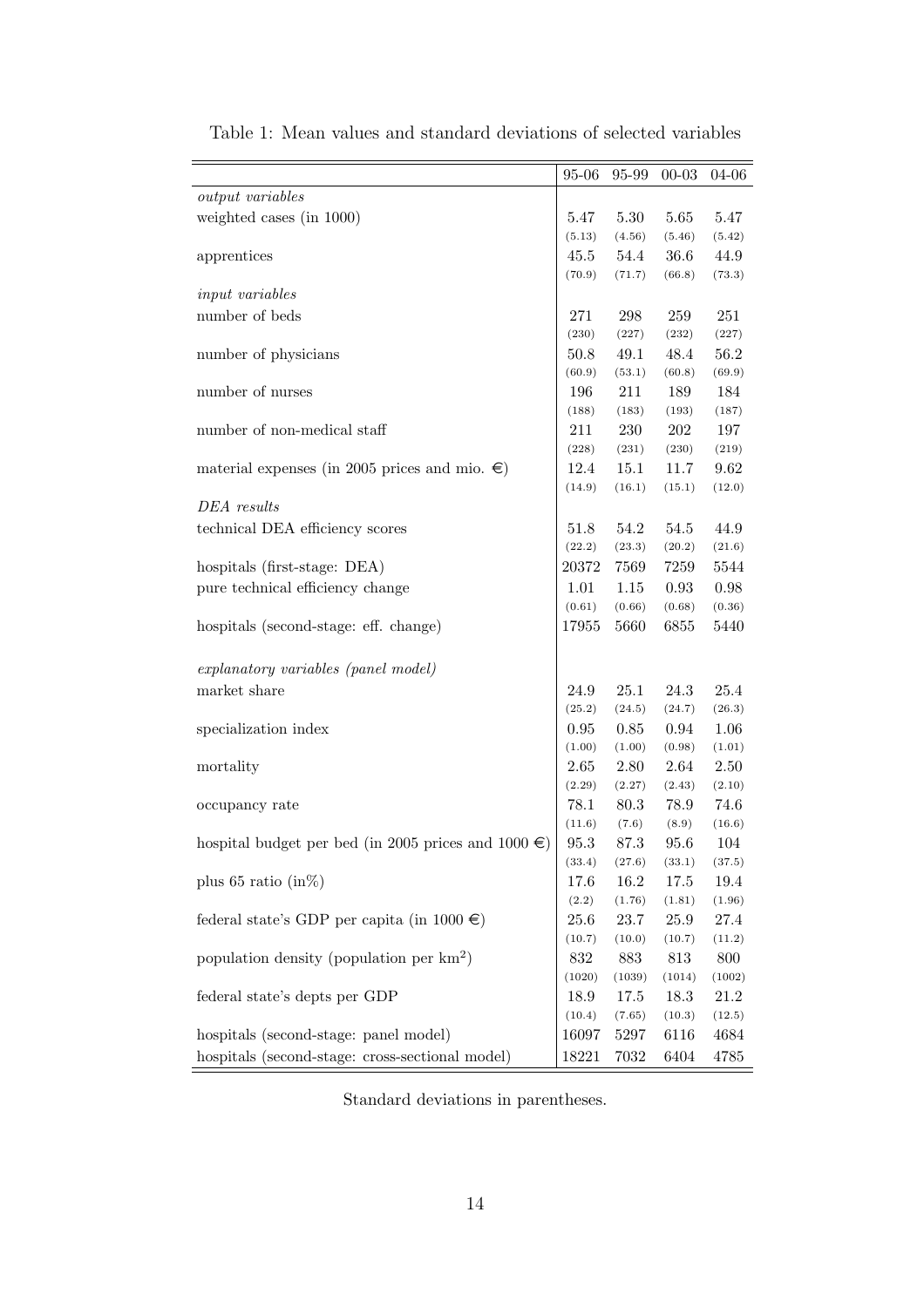Table 1: Mean values and standard deviations of selected variables

| | 95-06 | 95-99 | 00-03 | 04-06 |
|---|---|---|---|---|
| *output variables* | | | | |
| weighted cases (in 1000) | 5.47 | 5.30 | 5.65 | 5.47 |
| | (5.13) | (4.56) | (5.46) | (5.42) |
| apprentices | 45.5 | 54.4 | 36.6 | 44.9 |
| | (70.9) | (71.7) | (66.8) | (73.3) |
| *input variables* | | | | |
| number of beds | 271 | 298 | 259 | 251 |
| | (230) | (227) | (232) | (227) |
| number of physicians | 50.8 | 49.1 | 48.4 | 56.2 |
| | (60.9) | (53.1) | (60.8) | (69.9) |
| number of nurses | 196 | 211 | 189 | 184 |
| | (188) | (183) | (193) | (187) |
| number of non-medical staff | 211 | 230 | 202 | 197 |
| | (228) | (231) | (230) | (219) |
| material expenses (in 2005 prices and mio. €) | 12.4 | 15.1 | 11.7 | 9.62 |
| | (14.9) | (16.1) | (15.1) | (12.0) |
| *DEA results* | | | | |
| technical DEA efficiency scores | 51.8 | 54.2 | 54.5 | 44.9 |
| | (22.2) | (23.3) | (20.2) | (21.6) |
| hospitals (first-stage: DEA) | 20372 | 7569 | 7259 | 5544 |
| pure technical efficiency change | 1.01 | 1.15 | 0.93 | 0.98 |
| | (0.61) | (0.66) | (0.68) | (0.36) |
| hospitals (second-stage: eff. change) | 17955 | 5660 | 6855 | 5440 |
| *explanatory variables (panel model)* | | | | |
| market share | 24.9 | 25.1 | 24.3 | 25.4 |
| | (25.2) | (24.5) | (24.7) | (26.3) |
| specialization index | 0.95 | 0.85 | 0.94 | 1.06 |
| | (1.00) | (1.00) | (0.98) | (1.01) |
| mortality | 2.65 | 2.80 | 2.64 | 2.50 |
| | (2.29) | (2.27) | (2.43) | (2.10) |
| occupancy rate | 78.1 | 80.3 | 78.9 | 74.6 |
| | (11.6) | (7.6) | (8.9) | (16.6) |
| hospital budget per bed (in 2005 prices and 1000 €) | 95.3 | 87.3 | 95.6 | 104 |
| | (33.4) | (27.6) | (33.1) | (37.5) |
| plus 65 ratio (in%) | 17.6 | 16.2 | 17.5 | 19.4 |
| | (2.2) | (1.76) | (1.81) | (1.96) |
| federal state's GDP per capita (in 1000 €) | 25.6 | 23.7 | 25.9 | 27.4 |
| | (10.7) | (10.0) | (10.7) | (11.2) |
| population density (population per km$^2$) | 832 | 883 | 813 | 800 |
| | (1020) | (1039) | (1014) | (1002) |
| federal state's depts per GDP | 18.9 | 17.5 | 18.3 | 21.2 |
| | (10.4) | (7.65) | (10.3) | (12.5) |
| hospitals (second-stage: panel model) | 16097 | 5297 | 6116 | 4684 |
| hospitals (second-stage: cross-sectional model) | 18221 | 7032 | 6404 | 4785 |

Standard deviations in parentheses.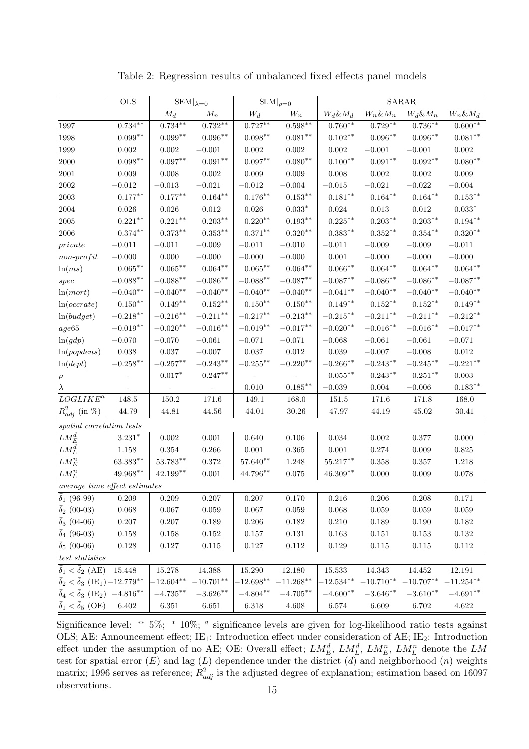Table 2: Regression results of unbalanced fixed effects panel models

| | OLS | $\text{SEM}\|_{\lambda=0}$ | | $\text{SLM}\|_{\rho=0}$ | | SARAR | | | |
|---|---|---|---|---|---|---|---|---|---|
| | | $M_d$ | $M_n$ | $W_d$ | $W_n$ | $W_d$&$M_d$ | $W_n$&$M_n$ | $W_d$&$M_n$ | $W_n$&$M_d$ |
| 1997 | $0.734^{**}$ | $0.734^{**}$ | $0.732^{**}$ | $0.727^{**}$ | $0.598^{**}$ | $0.760^{**}$ | $0.729^{**}$ | $0.736^{**}$ | $0.600^{**}$ |
| 1998 | $0.099^{**}$ | $0.099^{**}$ | $0.096^{**}$ | $0.098^{**}$ | $0.081^{**}$ | $0.102^{**}$ | $0.096^{**}$ | $0.096^{**}$ | $0.081^{**}$ |
| 1999 | $0.002$ | $0.002$ | $-0.001$ | $0.002$ | $0.002$ | $0.002$ | $-0.001$ | $-0.001$ | $0.002$ |
| 2000 | $0.098^{**}$ | $0.097^{**}$ | $0.091^{**}$ | $0.097^{**}$ | $0.080^{**}$ | $0.100^{**}$ | $0.091^{**}$ | $0.092^{**}$ | $0.080^{**}$ |
| 2001 | $0.009$ | $0.008$ | $0.002$ | $0.009$ | $0.009$ | $0.008$ | $0.002$ | $0.002$ | $0.009$ |
| 2002 | $-0.012$ | $-0.013$ | $-0.021$ | $-0.012$ | $-0.004$ | $-0.015$ | $-0.021$ | $-0.022$ | $-0.004$ |
| 2003 | $0.177^{**}$ | $0.177^{**}$ | $0.164^{**}$ | $0.176^{**}$ | $0.153^{**}$ | $0.181^{**}$ | $0.164^{**}$ | $0.164^{**}$ | $0.153^{**}$ |
| 2004 | $0.026$ | $0.026$ | $0.012$ | $0.026$ | $0.033^{*}$ | $0.024$ | $0.013$ | $0.012$ | $0.033^{*}$ |
| 2005 | $0.221^{**}$ | $0.221^{**}$ | $0.203^{**}$ | $0.220^{**}$ | $0.193^{**}$ | $0.225^{**}$ | $0.203^{**}$ | $0.203^{**}$ | $0.194^{**}$ |
| 2006 | $0.374^{**}$ | $0.373^{**}$ | $0.353^{**}$ | $0.371^{**}$ | $0.320^{**}$ | $0.383^{**}$ | $0.352^{**}$ | $0.354^{**}$ | $0.320^{**}$ |
| $private$ | $-0.011$ | $-0.011$ | $-0.009$ | $-0.011$ | $-0.010$ | $-0.011$ | $-0.009$ | $-0.009$ | $-0.011$ |
| $non\text{-}profit$ | $-0.000$ | $0.000$ | $-0.000$ | $-0.000$ | $-0.000$ | $0.001$ | $-0.000$ | $-0.000$ | $-0.000$ |
| $\ln(ms)$ | $0.065^{**}$ | $0.065^{**}$ | $0.064^{**}$ | $0.065^{**}$ | $0.064^{**}$ | $0.066^{**}$ | $0.064^{**}$ | $0.064^{**}$ | $0.064^{**}$ |
| $spec$ | $-0.088^{**}$ | $-0.088^{**}$ | $-0.086^{**}$ | $-0.088^{**}$ | $-0.087^{**}$ | $-0.087^{**}$ | $-0.086^{**}$ | $-0.086^{**}$ | $-0.087^{**}$ |
| $\ln(mort)$ | $-0.040^{**}$ | $-0.040^{**}$ | $-0.040^{**}$ | $-0.040^{**}$ | $-0.040^{**}$ | $-0.041^{**}$ | $-0.040^{**}$ | $-0.040^{**}$ | $-0.040^{**}$ |
| $\ln(occrate)$ | $0.150^{**}$ | $0.149^{**}$ | $0.152^{**}$ | $0.150^{**}$ | $0.150^{**}$ | $0.149^{**}$ | $0.152^{**}$ | $0.152^{**}$ | $0.149^{**}$ |
| $\ln(budget)$ | $-0.218^{**}$ | $-0.216^{**}$ | $-0.211^{**}$ | $-0.217^{**}$ | $-0.213^{**}$ | $-0.215^{**}$ | $-0.211^{**}$ | $-0.211^{**}$ | $-0.212^{**}$ |
| $age65$ | $-0.019^{**}$ | $-0.020^{**}$ | $-0.016^{**}$ | $-0.019^{**}$ | $-0.017^{**}$ | $-0.020^{**}$ | $-0.016^{**}$ | $-0.016^{**}$ | $-0.017^{**}$ |
| $\ln(gdp)$ | $-0.070$ | $-0.070$ | $-0.061$ | $-0.071$ | $-0.071$ | $-0.068$ | $-0.061$ | $-0.061$ | $-0.071$ |
| $\ln(popdens)$ | $0.038$ | $0.037$ | $-0.007$ | $0.037$ | $0.012$ | $0.039$ | $-0.007$ | $-0.008$ | $0.012$ |
| $\ln(dept)$ | $-0.258^{**}$ | $-0.257^{**}$ | $-0.243^{**}$ | $-0.255^{**}$ | $-0.220^{**}$ | $-0.266^{**}$ | $-0.243^{**}$ | $-0.245^{**}$ | $-0.221^{**}$ |
| $\rho$ | - | $0.017^{*}$ | $0.247^{**}$ | - | - | $0.055^{**}$ | $0.243^{**}$ | $0.251^{**}$ | $0.003$ |
| $\lambda$ | - | - | - | $0.010$ | $0.185^{**}$ | $-0.039$ | $0.004$ | $-0.006$ | $0.183^{**}$ |
| $LOGLIKE^{a}$ | 148.5 | 150.2 | 171.6 | 149.1 | 168.0 | 151.5 | 171.6 | 171.8 | 168.0 |
| $R^2_{adj}$ (in %) | 44.79 | 44.81 | 44.56 | 44.01 | 30.26 | 47.97 | 44.19 | 45.02 | 30.41 |
| *spatial correlation tests* | | | | | | | | | |
| $LM^d_E$ | $3.231^{*}$ | 0.002 | 0.001 | 0.640 | 0.106 | 0.034 | 0.002 | 0.377 | 0.000 |
| $LM^d_L$ | 1.158 | 0.354 | 0.266 | 0.001 | 0.365 | 0.001 | 0.274 | 0.009 | 0.825 |
| $LM^n_E$ | $63.383^{**}$ | $53.783^{**}$ | 0.372 | $57.640^{**}$ | 1.248 | $55.217^{**}$ | 0.358 | 0.357 | 1.218 |
| $LM^n_L$ | $49.968^{**}$ | $42.199^{**}$ | 0.001 | $44.796^{**}$ | 0.075 | $46.309^{**}$ | 0.000 | 0.009 | 0.078 |
| *average time effect estimates* | | | | | | | | | |
| $\bar{\delta}_1$ (96-99) | 0.209 | 0.209 | 0.207 | 0.207 | 0.170 | 0.216 | 0.206 | 0.208 | 0.171 |
| $\bar{\delta}_2$ (00-03) | 0.068 | 0.067 | 0.059 | 0.067 | 0.059 | 0.068 | 0.059 | 0.059 | 0.059 |
| $\bar{\delta}_3$ (04-06) | 0.207 | 0.207 | 0.189 | 0.206 | 0.182 | 0.210 | 0.189 | 0.190 | 0.182 |
| $\bar{\delta}_4$ (96-03) | 0.158 | 0.158 | 0.152 | 0.157 | 0.131 | 0.163 | 0.151 | 0.153 | 0.132 |
| $\bar{\delta}_5$ (00-06) | 0.128 | 0.127 | 0.115 | 0.127 | 0.112 | 0.129 | 0.115 | 0.115 | 0.112 |
| *test statistics* | | | | | | | | | |
| $\bar{\delta}_1 < \bar{\delta}_2$ (AE) | 15.448 | 15.278 | 14.388 | 15.290 | 12.180 | 15.533 | 14.343 | 14.452 | 12.191 |
| $\bar{\delta}_2 < \bar{\delta}_3$ ($\text{IE}_1$) | $-12.779^{**}$ | $-12.604^{**}$ | $-10.701^{**}$ | $-12.698^{**}$ | $-11.268^{**}$ | $-12.534^{**}$ | $-10.710^{**}$ | $-10.707^{**}$ | $-11.254^{**}$ |
| $\bar{\delta}_4 < \bar{\delta}_3$ ($\text{IE}_2$) | $-4.816^{**}$ | $-4.735^{**}$ | $-3.626^{**}$ | $-4.804^{**}$ | $-4.705^{**}$ | $-4.600^{**}$ | $-3.646^{**}$ | $-3.610^{**}$ | $-4.691^{**}$ |
| $\bar{\delta}_1 < \bar{\delta}_5$ (OE) | 6.402 | 6.351 | 6.651 | 6.318 | 4.608 | 6.574 | 6.609 | 6.702 | 4.622 |

Significance level: $^{**}$ 5%; $^{*}$ 10%; $^{a}$ significance levels are given for log-likelihood ratio tests against OLS; AE: Announcement effect; $\text{IE}_1$: Introduction effect under consideration of AE; $\text{IE}_2$: Introduction effect under the assumption of no AE; OE: Overall effect; $LM^d_E$, $LM^d_L$, $LM^n_E$, $LM^n_L$ denote the $LM$ test for spatial error ($E$) and lag ($L$) dependence under the district ($d$) and neighborhood ($n$) weights matrix; 1996 serves as reference; $R^2_{adj}$ is the adjusted degree of explanation; estimation based on 16097 observations.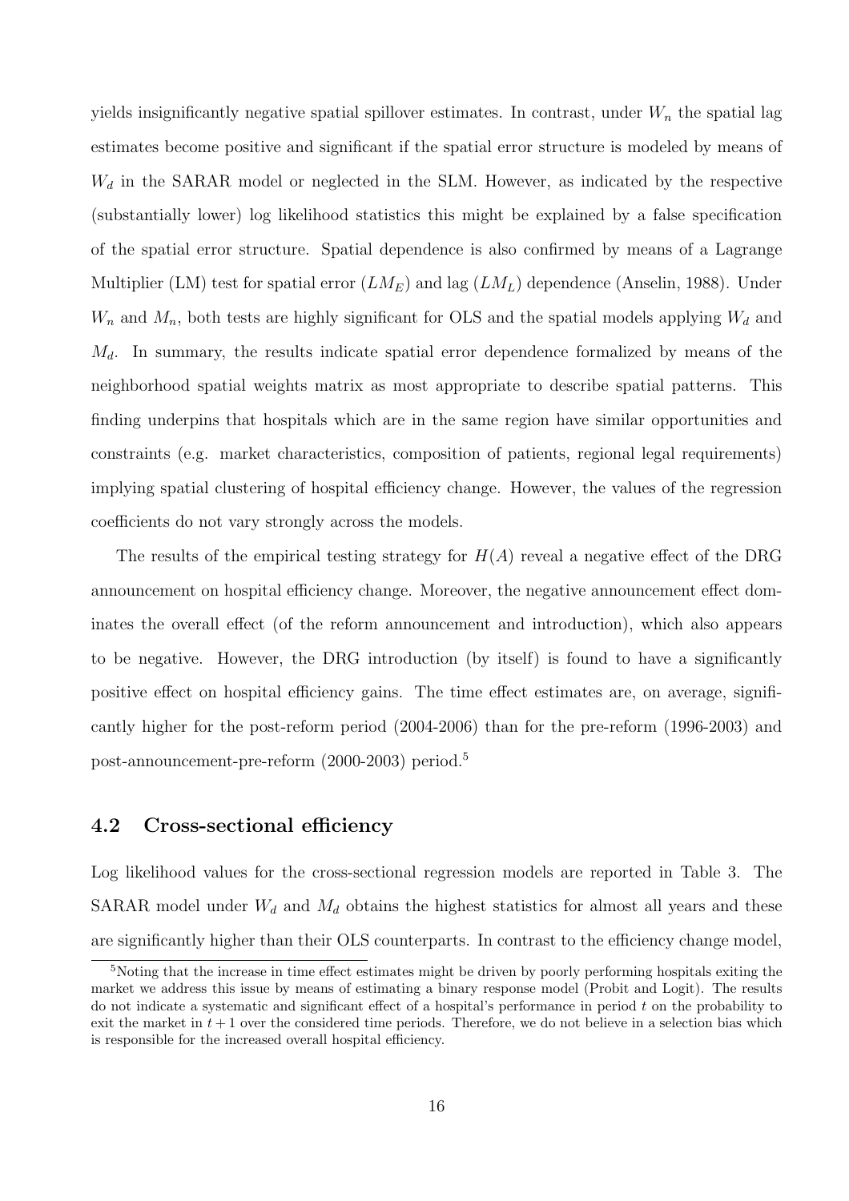yields insignificantly negative spatial spillover estimates. In contrast, under $W_n$ the spatial lag estimates become positive and significant if the spatial error structure is modeled by means of $W_d$ in the SARAR model or neglected in the SLM. However, as indicated by the respective (substantially lower) log likelihood statistics this might be explained by a false specification of the spatial error structure. Spatial dependence is also confirmed by means of a Lagrange Multiplier (LM) test for spatial error ($LM_E$) and lag ($LM_L$) dependence (Anselin, 1988). Under $W_n$ and $M_n$, both tests are highly significant for OLS and the spatial models applying $W_d$ and $M_d$. In summary, the results indicate spatial error dependence formalized by means of the neighborhood spatial weights matrix as most appropriate to describe spatial patterns. This finding underpins that hospitals which are in the same region have similar opportunities and constraints (e.g. market characteristics, composition of patients, regional legal requirements) implying spatial clustering of hospital efficiency change. However, the values of the regression coefficients do not vary strongly across the models.

The results of the empirical testing strategy for $H(A)$ reveal a negative effect of the DRG announcement on hospital efficiency change. Moreover, the negative announcement effect dominates the overall effect (of the reform announcement and introduction), which also appears to be negative. However, the DRG introduction (by itself) is found to have a significantly positive effect on hospital efficiency gains. The time effect estimates are, on average, significantly higher for the post-reform period (2004-2006) than for the pre-reform (1996-2003) and post-announcement-pre-reform (2000-2003) period.[5]

## 4.2 Cross-sectional efficiency

Log likelihood values for the cross-sectional regression models are reported in Table 3. The SARAR model under $W_d$ and $M_d$ obtains the highest statistics for almost all years and these are significantly higher than their OLS counterparts. In contrast to the efficiency change model,

[5] Noting that the increase in time effect estimates might be driven by poorly performing hospitals exiting the market we address this issue by means of estimating a binary response model (Probit and Logit). The results do not indicate a systematic and significant effect of a hospital's performance in period $t$ on the probability to exit the market in $t+1$ over the considered time periods. Therefore, we do not believe in a selection bias which is responsible for the increased overall hospital efficiency.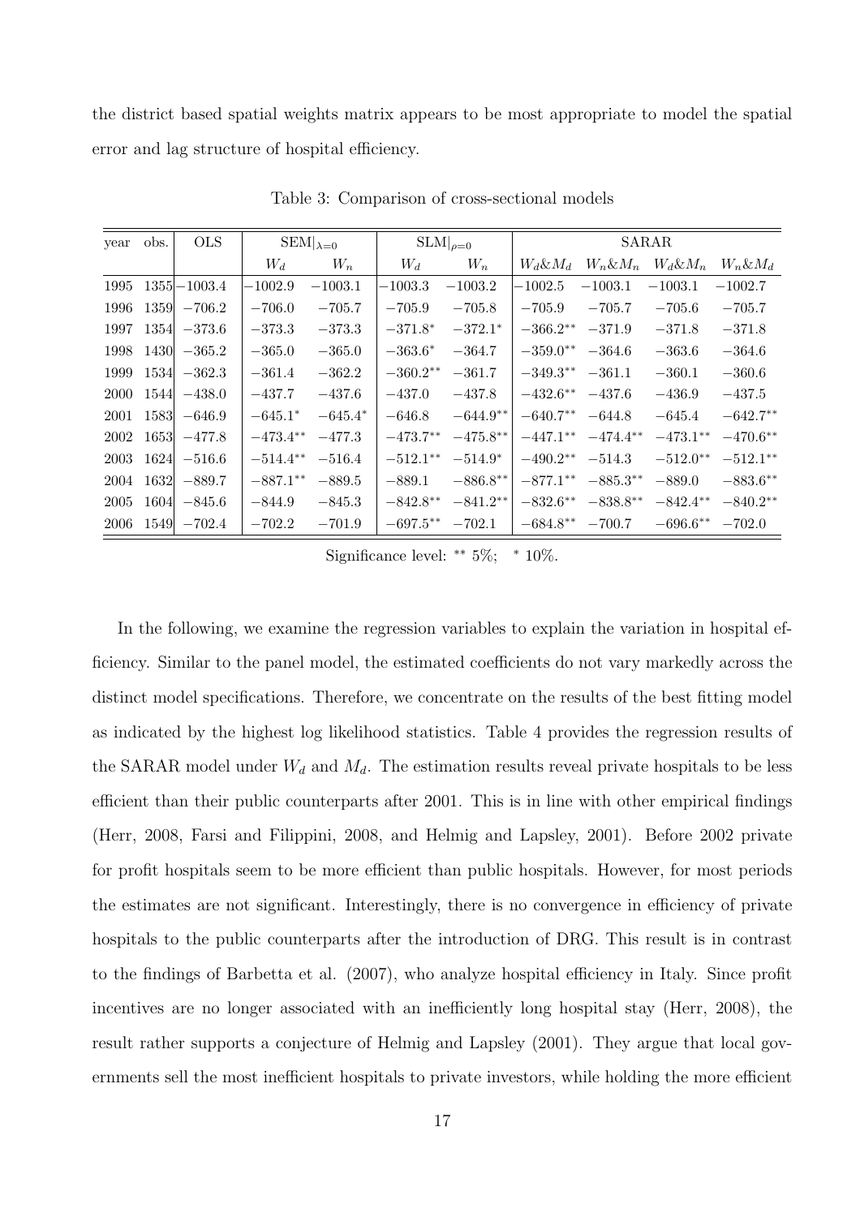the district based spatial weights matrix appears to be most appropriate to model the spatial error and lag structure of hospital efficiency.

Table 3: Comparison of cross-sectional models

| year | obs. | OLS | $\text{SEM}\vert_{\lambda=0}$ | | $\text{SLM}\vert_{\rho=0}$ | | SARAR | | | |
|---|---|---|---|---|---|---|---|---|---|---|
| | | | $W_d$ | $W_n$ | $W_d$ | $W_n$ | $W_d\&M_d$ | $W_n\&M_n$ | $W_d\&M_n$ | $W_n\&M_d$ |
| 1995 | 1355 | $-1003.4$ | $-1002.9$ | $-1003.1$ | $-1003.3$ | $-1003.2$ | $-1002.5$ | $-1003.1$ | $-1003.1$ | $-1002.7$ |
| 1996 | 1359 | $-706.2$ | $-706.0$ | $-705.7$ | $-705.9$ | $-705.8$ | $-705.9$ | $-705.7$ | $-705.6$ | $-705.7$ |
| 1997 | 1354 | $-373.6$ | $-373.3$ | $-373.3$ | $-371.8^{*}$ | $-372.1^{*}$ | $-366.2^{**}$ | $-371.9$ | $-371.8$ | $-371.8$ |
| 1998 | 1430 | $-365.2$ | $-365.0$ | $-365.0$ | $-363.6^{*}$ | $-364.7$ | $-359.0^{**}$ | $-364.6$ | $-363.6$ | $-364.6$ |
| 1999 | 1534 | $-362.3$ | $-361.4$ | $-362.2$ | $-360.2^{**}$ | $-361.7$ | $-349.3^{**}$ | $-361.1$ | $-360.1$ | $-360.6$ |
| 2000 | 1544 | $-438.0$ | $-437.7$ | $-437.6$ | $-437.0$ | $-437.8$ | $-432.6^{**}$ | $-437.6$ | $-436.9$ | $-437.5$ |
| 2001 | 1583 | $-646.9$ | $-645.1^{*}$ | $-645.4^{*}$ | $-646.8$ | $-644.9^{**}$ | $-640.7^{**}$ | $-644.8$ | $-645.4$ | $-642.7^{**}$ |
| 2002 | 1653 | $-477.8$ | $-473.4^{**}$ | $-477.3$ | $-473.7^{**}$ | $-475.8^{**}$ | $-447.1^{**}$ | $-474.4^{**}$ | $-473.1^{**}$ | $-470.6^{**}$ |
| 2003 | 1624 | $-516.6$ | $-514.4^{**}$ | $-516.4$ | $-512.1^{**}$ | $-514.9^{*}$ | $-490.2^{**}$ | $-514.3$ | $-512.0^{**}$ | $-512.1^{**}$ |
| 2004 | 1632 | $-889.7$ | $-887.1^{**}$ | $-889.5$ | $-889.1$ | $-886.8^{**}$ | $-877.1^{**}$ | $-885.3^{**}$ | $-889.0$ | $-883.6^{**}$ |
| 2005 | 1604 | $-845.6$ | $-844.9$ | $-845.3$ | $-842.8^{**}$ | $-841.2^{**}$ | $-832.6^{**}$ | $-838.8^{**}$ | $-842.4^{**}$ | $-840.2^{**}$ |
| 2006 | 1549 | $-702.4$ | $-702.2$ | $-701.9$ | $-697.5^{**}$ | $-702.1$ | $-684.8^{**}$ | $-700.7$ | $-696.6^{**}$ | $-702.0$ |

Significance level: $^{**}$ 5%; $^{*}$ 10%.

In the following, we examine the regression variables to explain the variation in hospital efficiency. Similar to the panel model, the estimated coefficients do not vary markedly across the distinct model specifications. Therefore, we concentrate on the results of the best fitting model as indicated by the highest log likelihood statistics. Table 4 provides the regression results of the SARAR model under $W_d$ and $M_d$. The estimation results reveal private hospitals to be less efficient than their public counterparts after 2001. This is in line with other empirical findings (Herr, 2008, Farsi and Filippini, 2008, and Helmig and Lapsley, 2001). Before 2002 private for profit hospitals seem to be more efficient than public hospitals. However, for most periods the estimates are not significant. Interestingly, there is no convergence in efficiency of private hospitals to the public counterparts after the introduction of DRG. This result is in contrast to the findings of Barbetta et al. (2007), who analyze hospital efficiency in Italy. Since profit incentives are no longer associated with an inefficiently long hospital stay (Herr, 2008), the result rather supports a conjecture of Helmig and Lapsley (2001). They argue that local governments sell the most inefficient hospitals to private investors, while holding the more efficient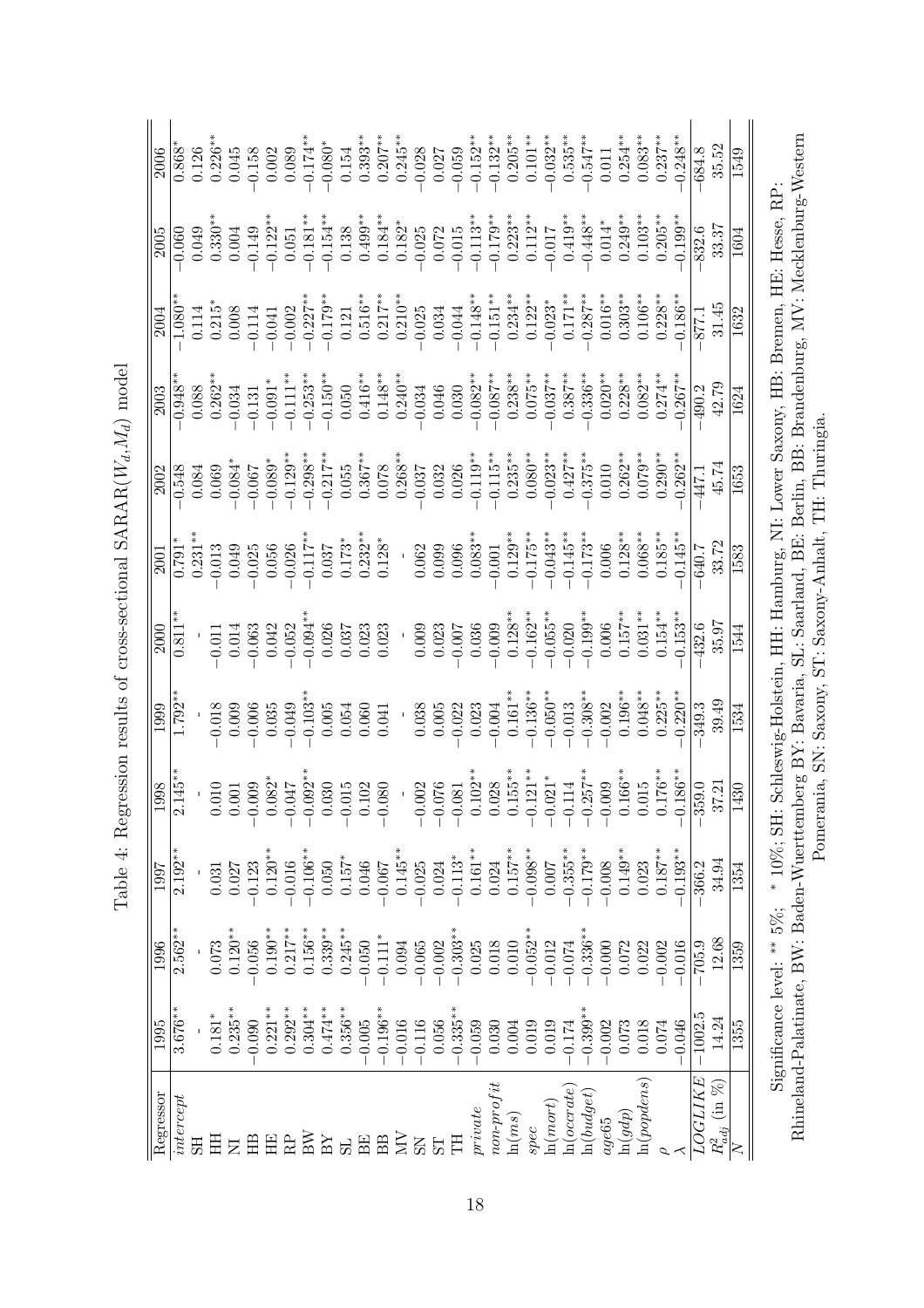Table 4: Regression results of cross-sectional SARAR($W_d$,$M_d$) model

| Regressor | 1995 | 1996 | 1997 | 1998 | 1999 | 2000 | 2001 | 2002 | 2003 | 2004 | 2005 | 2006 |
|---|---|---|---|---|---|---|---|---|---|---|---|---|
| *intercept* | 3.676** | 2.562** | 2.192** | 2.145** | 1.792** | 0.811** | 0.791* | −0.548 | −0.948** | −1.080** | −0.060 | 0.868* |
| SH | - | - | - | - | - | - | 0.231** | 0.084 | 0.088 | 0.114 | 0.049 | 0.126 |
| HH | 0.181* | 0.073 | 0.031 | 0.010 | −0.018 | −0.011 | −0.013 | 0.069 | 0.262** | 0.215* | 0.330** | 0.226** |
| NI | 0.235** | 0.120** | 0.027 | 0.001 | 0.009 | 0.014 | 0.049 | −0.084* | −0.034 | 0.008 | 0.004 | 0.045 |
| HB | −0.090 | −0.056 | −0.123 | −0.009 | −0.006 | −0.063 | −0.025 | −0.067 | −0.131 | −0.114 | −0.149 | −0.158 |
| HE | 0.221** | 0.190** | 0.120** | 0.082* | 0.035 | 0.042 | 0.056 | −0.089* | −0.091* | −0.041 | −0.122** | 0.002 |
| RP | 0.292** | 0.217** | −0.016 | −0.047 | −0.049 | −0.052 | −0.026 | −0.129** | −0.111** | −0.002 | 0.051 | 0.089 |
| BW | 0.304** | 0.156** | −0.106** | −0.092** | −0.103** | −0.094** | −0.117** | −0.298** | −0.253** | −0.227** | −0.181** | −0.174** |
| BY | 0.474** | 0.339** | 0.050 | 0.030 | 0.005 | 0.026 | 0.037 | −0.217** | −0.150** | −0.179** | −0.154** | −0.080* |
| SL | 0.356** | 0.245** | 0.157* | −0.015 | 0.054 | 0.037 | 0.173* | 0.055 | 0.050 | 0.121 | 0.138 | 0.154 |
| BE | −0.005 | −0.050 | 0.046 | 0.102 | 0.060 | 0.023 | 0.232** | 0.367** | 0.416** | 0.516** | 0.499** | 0.393** |
| BB | −0.196** | −0.111* | −0.067 | −0.080 | 0.041 | 0.023 | 0.128* | 0.078 | 0.148** | 0.217** | 0.184** | 0.207** |
| MV | −0.016 | 0.094 | 0.145** | - | - | - | - | 0.268** | 0.240** | 0.210** | 0.182* | 0.245** |
| SN | −0.116 | −0.065 | −0.025 | −0.002 | 0.038 | 0.009 | 0.062 | −0.037 | −0.034 | −0.025 | −0.025 | −0.028 |
| ST | 0.056 | −0.002 | 0.024 | −0.076 | 0.005 | 0.023 | 0.099 | 0.032 | 0.046 | 0.034 | 0.072 | 0.027 |
| TH | −0.335** | −0.303** | −0.113* | −0.081 | −0.022 | −0.007 | 0.096 | 0.026 | 0.030 | −0.044 | −0.015 | −0.059 |
| *private* | −0.059 | 0.025 | 0.161** | 0.102** | 0.023 | 0.036 | 0.083** | −0.119** | −0.082** | −0.148** | −0.113** | −0.152** |
| *non-profit* | 0.030 | 0.018 | 0.024 | 0.028 | −0.004 | −0.009 | −0.001 | −0.115** | −0.087** | −0.151** | −0.179** | −0.132** |
| $\ln(ms)$ | 0.004 | 0.010 | 0.157** | 0.155** | 0.161** | 0.128** | 0.129** | 0.235** | 0.238** | 0.234** | 0.223** | 0.205** |
| *spec* | 0.019 | −0.052** | −0.098** | −0.121** | −0.136** | −0.162** | −0.175** | 0.080** | 0.075** | 0.122** | 0.112** | 0.101** |
| $\ln(mort)$ | 0.019 | −0.012 | 0.007 | −0.021* | −0.050** | −0.055** | −0.043** | −0.023** | −0.037** | −0.023* | −0.017 | −0.032** |
| $\ln(occrate)$ | −0.174 | −0.074 | −0.355** | −0.114 | −0.013 | −0.020 | −0.145** | 0.427** | 0.387** | 0.171** | 0.419** | 0.535** |
| $\ln(budget)$ | −0.399** | −0.336** | −0.179** | −0.257** | −0.308** | −0.199** | −0.173** | −0.375** | −0.336** | −0.287** | −0.448** | −0.547** |
| *age65* | −0.002 | −0.000 | −0.008 | −0.009 | −0.002 | 0.006 | 0.006 | 0.010 | 0.020** | 0.016** | 0.014* | 0.011 |
| $\ln(gdp)$ | 0.073 | 0.072 | 0.149** | 0.166** | 0.196** | 0.157** | 0.128** | 0.262** | 0.228** | 0.303** | 0.249** | 0.254** |
| $\ln(popdens)$ | 0.018 | 0.022 | 0.023 | 0.015 | 0.048** | 0.031** | 0.068** | 0.079** | 0.082** | 0.106** | 0.103** | 0.083** |
| $\rho$ | 0.074 | −0.002 | 0.187** | 0.176** | 0.225** | 0.154** | 0.185** | 0.290** | 0.274** | 0.228** | 0.205** | 0.237** |
| $\lambda$ | −0.046 | −0.016 | −0.193** | −0.186** | −0.220** | −0.153** | −0.145** | −0.262** | −0.267** | −0.186** | −0.199** | −0.248** |
| *LOGLIKE* | −1002.5 | −705.9 | −366.2 | −359.0 | −349.3 | −432.6 | −640.7 | −447.1 | −490.2 | −877.1 | −832.6 | −684.8 |
| $R^2_{adj}$ (in %) | 14.24 | 12.68 | 34.94 | 37.21 | 39.49 | 35.97 | 33.72 | 45.74 | 42.79 | 31.45 | 33.37 | 35.52 |
| $N$ | 1355 | 1359 | 1354 | 1430 | 1534 | 1544 | 1583 | 1653 | 1624 | 1632 | 1604 | 1549 |

Significance level: ** 5%; * 10%; SH: Schleswig-Holstein, HH: Hamburg, NI: Lower Saxony, HB: Bremen, HE: Hesse, RP: Rhineland-Palatinate, BW: Baden-Wuerttemberg BY: Bavaria, SL: Saarland, BE: Berlin, BB: Brandenburg, MV: Mecklenburg-Western Pomerania, SN: Saxony, ST: Saxony-Anhalt, TH: Thuringia.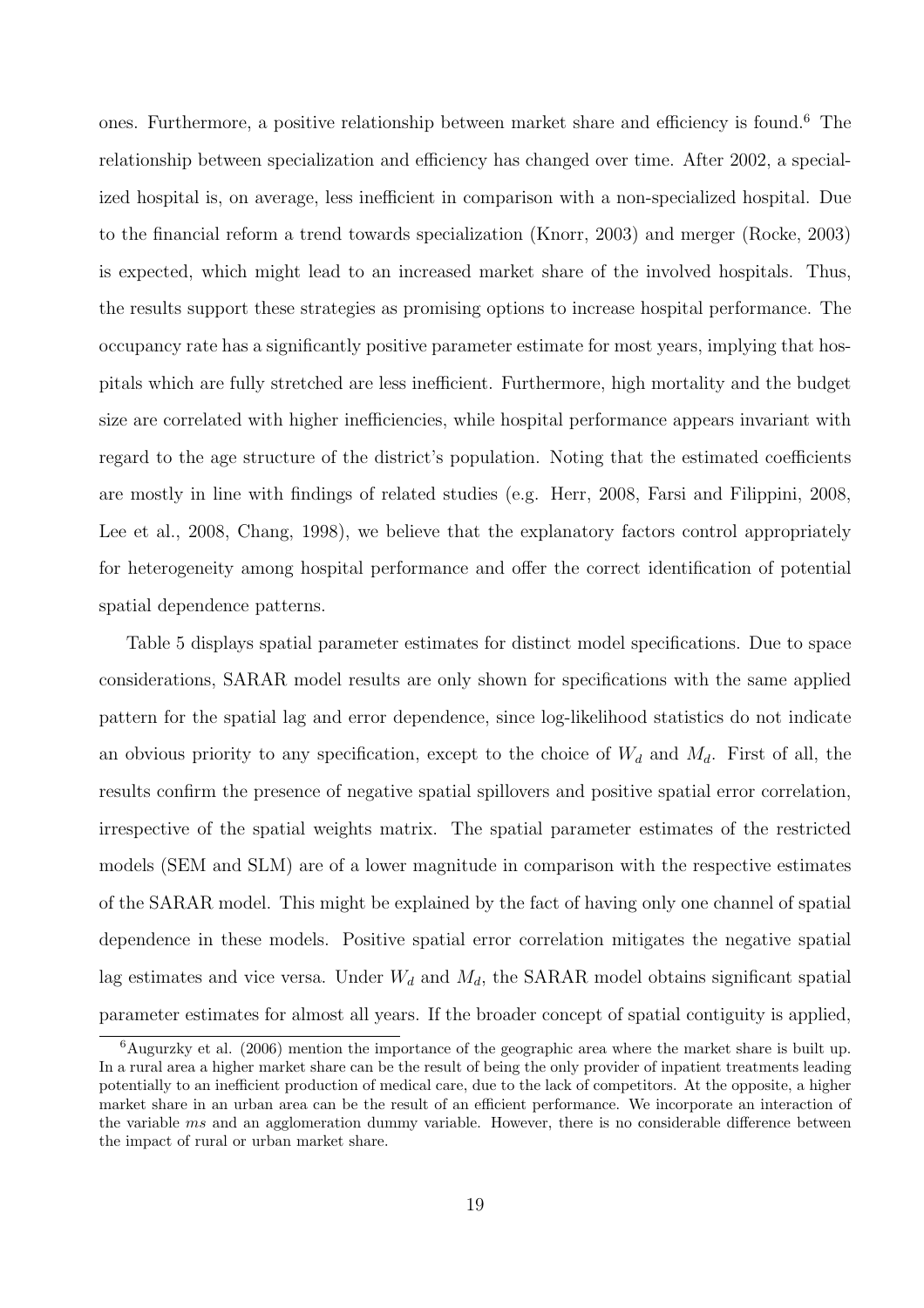ones. Furthermore, a positive relationship between market share and efficiency is found.[6] The relationship between specialization and efficiency has changed over time. After 2002, a specialized hospital is, on average, less inefficient in comparison with a non-specialized hospital. Due to the financial reform a trend towards specialization (Knorr, 2003) and merger (Rocke, 2003) is expected, which might lead to an increased market share of the involved hospitals. Thus, the results support these strategies as promising options to increase hospital performance. The occupancy rate has a significantly positive parameter estimate for most years, implying that hospitals which are fully stretched are less inefficient. Furthermore, high mortality and the budget size are correlated with higher inefficiencies, while hospital performance appears invariant with regard to the age structure of the district's population. Noting that the estimated coefficients are mostly in line with findings of related studies (e.g. Herr, 2008, Farsi and Filippini, 2008, Lee et al., 2008, Chang, 1998), we believe that the explanatory factors control appropriately for heterogeneity among hospital performance and offer the correct identification of potential spatial dependence patterns.

Table 5 displays spatial parameter estimates for distinct model specifications. Due to space considerations, SARAR model results are only shown for specifications with the same applied pattern for the spatial lag and error dependence, since log-likelihood statistics do not indicate an obvious priority to any specification, except to the choice of $W_d$ and $M_d$. First of all, the results confirm the presence of negative spatial spillovers and positive spatial error correlation, irrespective of the spatial weights matrix. The spatial parameter estimates of the restricted models (SEM and SLM) are of a lower magnitude in comparison with the respective estimates of the SARAR model. This might be explained by the fact of having only one channel of spatial dependence in these models. Positive spatial error correlation mitigates the negative spatial lag estimates and vice versa. Under $W_d$ and $M_d$, the SARAR model obtains significant spatial parameter estimates for almost all years. If the broader concept of spatial contiguity is applied,

[6] Augurzky et al. (2006) mention the importance of the geographic area where the market share is built up. In a rural area a higher market share can be the result of being the only provider of inpatient treatments leading potentially to an inefficient production of medical care, due to the lack of competitors. At the opposite, a higher market share in an urban area can be the result of an efficient performance. We incorporate an interaction of the variable *ms* and an agglomeration dummy variable. However, there is no considerable difference between the impact of rural or urban market share.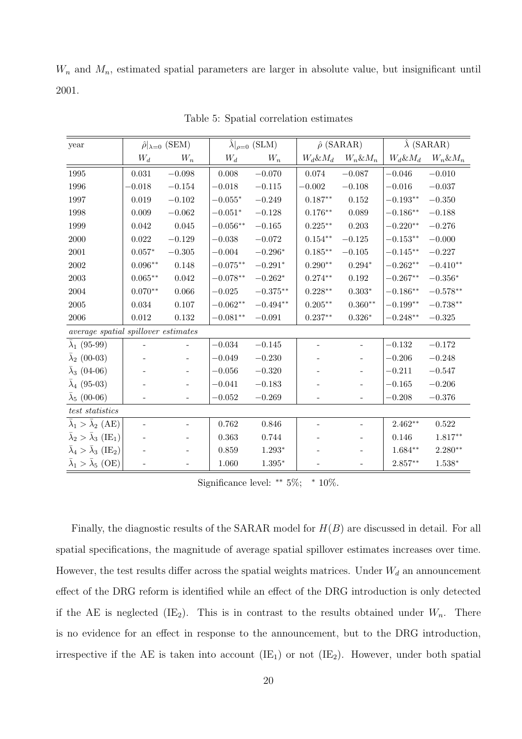$W_n$ and $M_n$, estimated spatial parameters are larger in absolute value, but insignificant until 2001.

Table 5: Spatial correlation estimates

| year | $\hat{\rho}\|_{\lambda=0}$ (SEM) | | $\hat{\lambda}\|_{\rho=0}$ (SLM) | | $\hat{\rho}$ (SARAR) | | $\hat{\lambda}$ (SARAR) | |
|---|---|---|---|---|---|---|---|---|
| | $W_d$ | $W_n$ | $W_d$ | $W_n$ | $W_d \& M_d$ | $W_n \& M_n$ | $W_d \& M_d$ | $W_n \& M_n$ |
| 1995 | 0.031 | $-0.098$ | 0.008 | $-0.070$ | 0.074 | $-0.087$ | $-0.046$ | $-0.010$ |
| 1996 | $-0.018$ | $-0.154$ | $-0.018$ | $-0.115$ | $-0.002$ | $-0.108$ | $-0.016$ | $-0.037$ |
| 1997 | 0.019 | $-0.102$ | $-0.055^{*}$ | $-0.249$ | $0.187^{**}$ | 0.152 | $-0.193^{**}$ | $-0.350$ |
| 1998 | 0.009 | $-0.062$ | $-0.051^{*}$ | $-0.128$ | $0.176^{**}$ | 0.089 | $-0.186^{**}$ | $-0.188$ |
| 1999 | 0.042 | 0.045 | $-0.056^{**}$ | $-0.165$ | $0.225^{**}$ | 0.203 | $-0.220^{**}$ | $-0.276$ |
| 2000 | 0.022 | $-0.129$ | $-0.038$ | $-0.072$ | $0.154^{**}$ | $-0.125$ | $-0.153^{**}$ | $-0.000$ |
| 2001 | $0.057^{*}$ | $-0.305$ | $-0.004$ | $-0.296^{*}$ | $0.185^{**}$ | $-0.105$ | $-0.145^{**}$ | $-0.227$ |
| 2002 | $0.096^{**}$ | 0.148 | $-0.075^{**}$ | $-0.291^{*}$ | $0.290^{**}$ | $0.294^{*}$ | $-0.262^{**}$ | $-0.410^{**}$ |
| 2003 | $0.065^{**}$ | 0.042 | $-0.078^{**}$ | $-0.262^{*}$ | $0.274^{**}$ | 0.192 | $-0.267^{**}$ | $-0.356^{*}$ |
| 2004 | $0.070^{**}$ | 0.066 | $-0.025$ | $-0.375^{**}$ | $0.228^{**}$ | $0.303^{*}$ | $-0.186^{**}$ | $-0.578^{**}$ |
| 2005 | 0.034 | 0.107 | $-0.062^{**}$ | $-0.494^{**}$ | $0.205^{**}$ | $0.360^{**}$ | $-0.199^{**}$ | $-0.738^{**}$ |
| 2006 | 0.012 | 0.132 | $-0.081^{**}$ | $-0.091$ | $0.237^{**}$ | $0.326^{*}$ | $-0.248^{**}$ | $-0.325$ |
| *average spatial spillover estimates* | | | | | | | | |
| $\bar{\lambda}_1$ (95-99) | - | - | $-0.034$ | $-0.145$ | - | - | $-0.132$ | $-0.172$ |
| $\bar{\lambda}_2$ (00-03) | - | - | $-0.049$ | $-0.230$ | - | - | $-0.206$ | $-0.248$ |
| $\bar{\lambda}_3$ (04-06) | - | - | $-0.056$ | $-0.320$ | - | - | $-0.211$ | $-0.547$ |
| $\bar{\lambda}_4$ (95-03) | - | - | $-0.041$ | $-0.183$ | - | - | $-0.165$ | $-0.206$ |
| $\bar{\lambda}_5$ (00-06) | - | - | $-0.052$ | $-0.269$ | - | - | $-0.208$ | $-0.376$ |
| *test statistics* | | | | | | | | |
| $\bar{\lambda}_1 > \bar{\lambda}_2$ (AE) | - | - | 0.762 | 0.846 | - | - | $2.462^{**}$ | 0.522 |
| $\bar{\lambda}_2 > \bar{\lambda}_3$ (IE$_1$) | - | - | 0.363 | 0.744 | - | - | 0.146 | $1.817^{**}$ |
| $\bar{\lambda}_4 > \bar{\lambda}_3$ (IE$_2$) | - | - | 0.859 | $1.293^{*}$ | - | - | $1.684^{**}$ | $2.280^{**}$ |
| $\bar{\lambda}_1 > \bar{\lambda}_5$ (OE) | - | - | 1.060 | $1.395^{*}$ | - | - | $2.857^{**}$ | $1.538^{*}$ |

Significance level: $^{**}$ 5%; $^{*}$ 10%.

Finally, the diagnostic results of the SARAR model for $H(B)$ are discussed in detail. For all spatial specifications, the magnitude of average spatial spillover estimates increases over time. However, the test results differ across the spatial weights matrices. Under $W_d$ an announcement effect of the DRG reform is identified while an effect of the DRG introduction is only detected if the AE is neglected (IE$_2$). This is in contrast to the results obtained under $W_n$. There is no evidence for an effect in response to the announcement, but to the DRG introduction, irrespective if the AE is taken into account (IE$_1$) or not (IE$_2$). However, under both spatial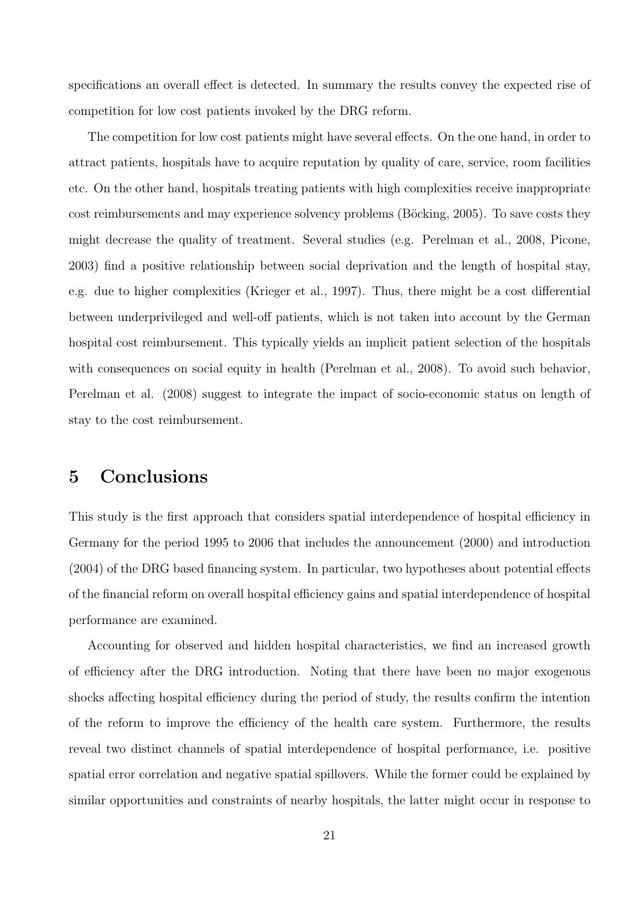specifications an overall effect is detected. In summary the results convey the expected rise of competition for low cost patients invoked by the DRG reform.

The competition for low cost patients might have several effects. On the one hand, in order to attract patients, hospitals have to acquire reputation by quality of care, service, room facilities etc. On the other hand, hospitals treating patients with high complexities receive inappropriate cost reimbursements and may experience solvency problems (Böcking, 2005). To save costs they might decrease the quality of treatment. Several studies (e.g. Perelman et al., 2008, Picone, 2003) find a positive relationship between social deprivation and the length of hospital stay, e.g. due to higher complexities (Krieger et al., 1997). Thus, there might be a cost differential between underprivileged and well-off patients, which is not taken into account by the German hospital cost reimbursement. This typically yields an implicit patient selection of the hospitals with consequences on social equity in health (Perelman et al., 2008). To avoid such behavior, Perelman et al. (2008) suggest to integrate the impact of socio-economic status on length of stay to the cost reimbursement.

# 5 Conclusions

This study is the first approach that considers spatial interdependence of hospital efficiency in Germany for the period 1995 to 2006 that includes the announcement (2000) and introduction (2004) of the DRG based financing system. In particular, two hypotheses about potential effects of the financial reform on overall hospital efficiency gains and spatial interdependence of hospital performance are examined.

Accounting for observed and hidden hospital characteristics, we find an increased growth of efficiency after the DRG introduction. Noting that there have been no major exogenous shocks affecting hospital efficiency during the period of study, the results confirm the intention of the reform to improve the efficiency of the health care system. Furthermore, the results reveal two distinct channels of spatial interdependence of hospital performance, i.e. positive spatial error correlation and negative spatial spillovers. While the former could be explained by similar opportunities and constraints of nearby hospitals, the latter might occur in response to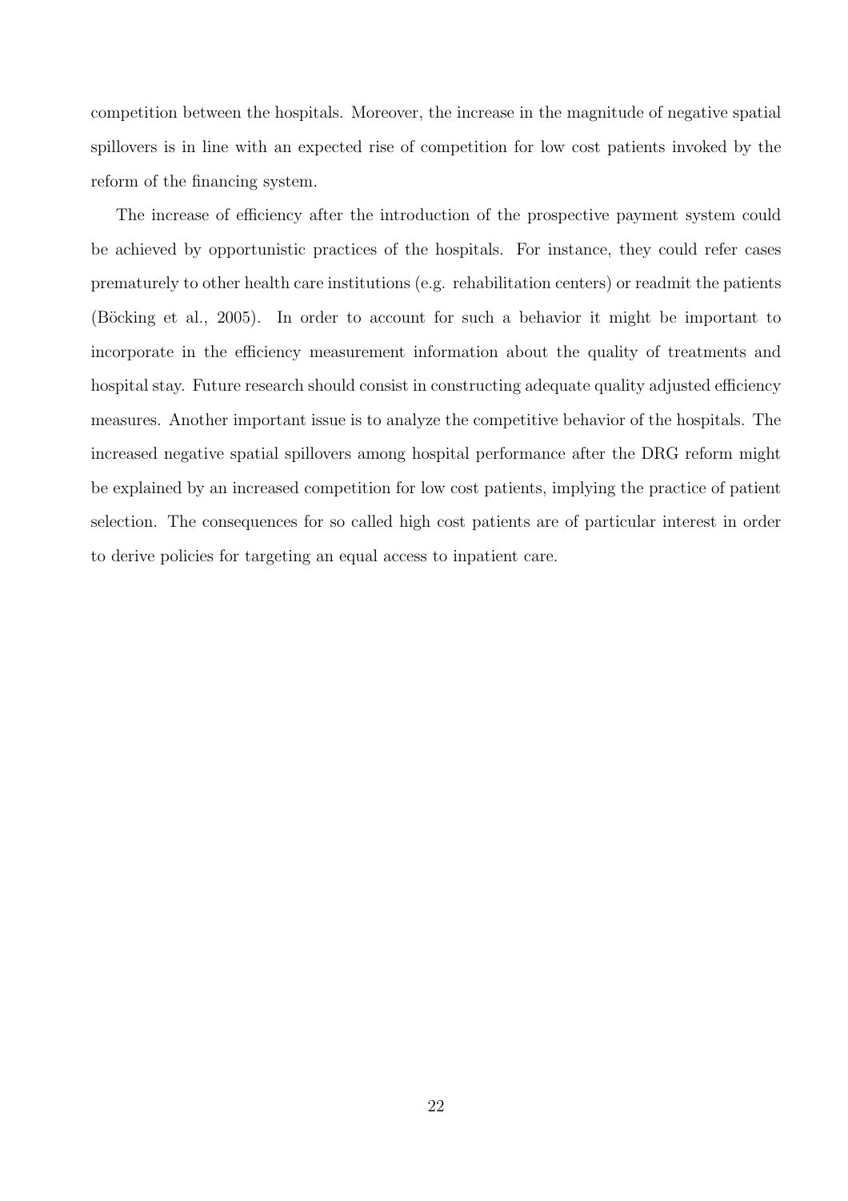competition between the hospitals. Moreover, the increase in the magnitude of negative spatial spillovers is in line with an expected rise of competition for low cost patients invoked by the reform of the financing system.

The increase of efficiency after the introduction of the prospective payment system could be achieved by opportunistic practices of the hospitals. For instance, they could refer cases prematurely to other health care institutions (e.g. rehabilitation centers) or readmit the patients (Böcking et al., 2005). In order to account for such a behavior it might be important to incorporate in the efficiency measurement information about the quality of treatments and hospital stay. Future research should consist in constructing adequate quality adjusted efficiency measures. Another important issue is to analyze the competitive behavior of the hospitals. The increased negative spatial spillovers among hospital performance after the DRG reform might be explained by an increased competition for low cost patients, implying the practice of patient selection. The consequences for so called high cost patients are of particular interest in order to derive policies for targeting an equal access to inpatient care.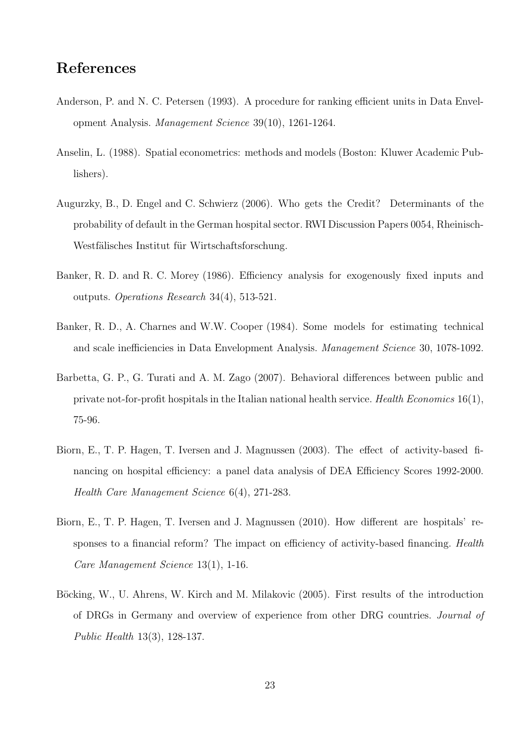## References

Anderson, P. and N. C. Petersen (1993). A procedure for ranking efficient units in Data Envelopment Analysis. *Management Science* 39(10), 1261-1264.

Anselin, L. (1988). Spatial econometrics: methods and models (Boston: Kluwer Academic Publishers).

Augurzky, B., D. Engel and C. Schwierz (2006). Who gets the Credit? Determinants of the probability of default in the German hospital sector. RWI Discussion Papers 0054, Rheinisch-Westfälisches Institut für Wirtschaftsforschung.

Banker, R. D. and R. C. Morey (1986). Efficiency analysis for exogenously fixed inputs and outputs. *Operations Research* 34(4), 513-521.

Banker, R. D., A. Charnes and W.W. Cooper (1984). Some models for estimating technical and scale inefficiencies in Data Envelopment Analysis. *Management Science* 30, 1078-1092.

Barbetta, G. P., G. Turati and A. M. Zago (2007). Behavioral differences between public and private not-for-profit hospitals in the Italian national health service. *Health Economics* 16(1), 75-96.

Biorn, E., T. P. Hagen, T. Iversen and J. Magnussen (2003). The effect of activity-based financing on hospital efficiency: a panel data analysis of DEA Efficiency Scores 1992-2000. *Health Care Management Science* 6(4), 271-283.

Biorn, E., T. P. Hagen, T. Iversen and J. Magnussen (2010). How different are hospitals' responses to a financial reform? The impact on efficiency of activity-based financing. *Health Care Management Science* 13(1), 1-16.

Böcking, W., U. Ahrens, W. Kirch and M. Milakovic (2005). First results of the introduction of DRGs in Germany and overview of experience from other DRG countries. *Journal of Public Health* 13(3), 128-137.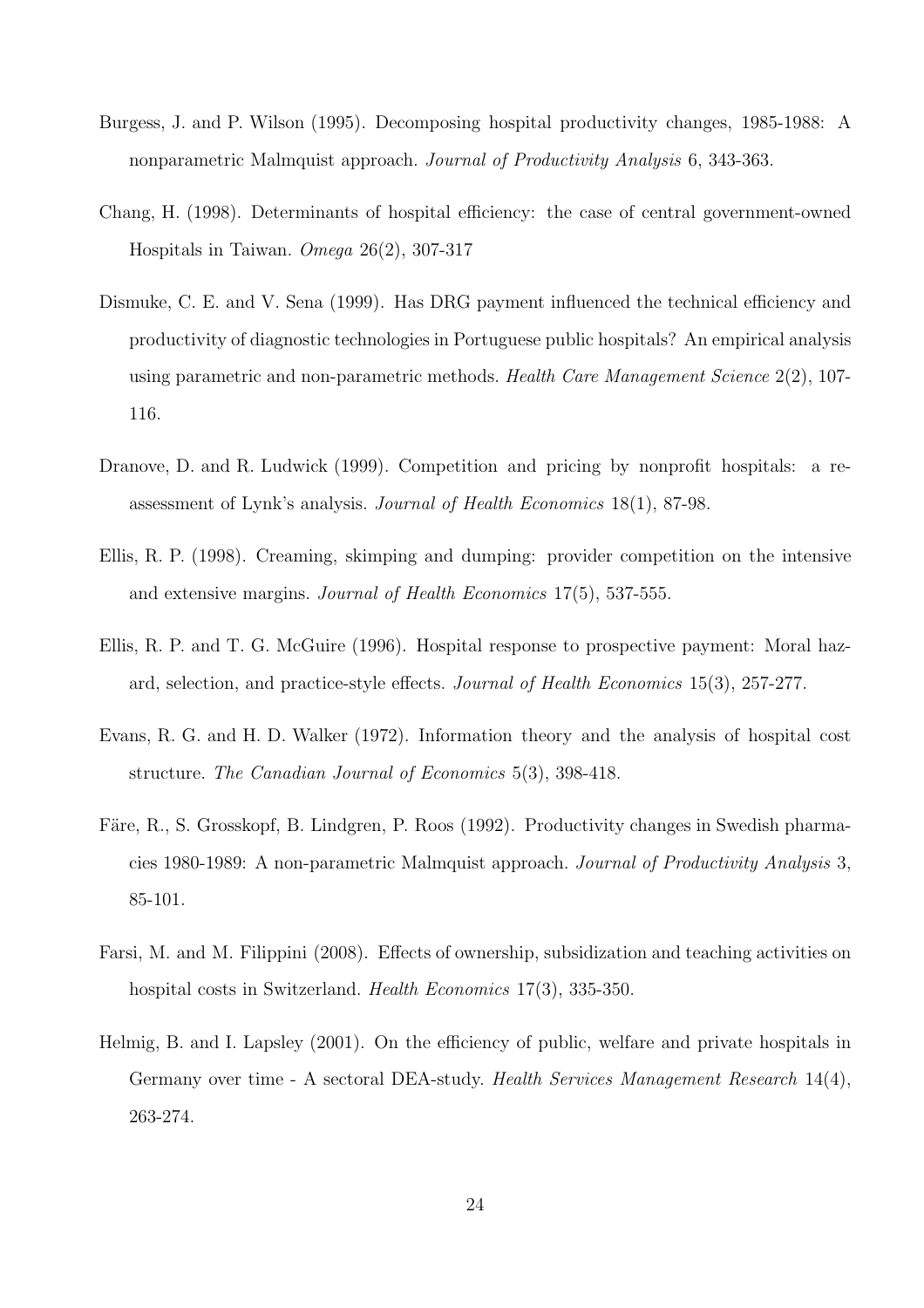Burgess, J. and P. Wilson (1995). Decomposing hospital productivity changes, 1985-1988: A nonparametric Malmquist approach. *Journal of Productivity Analysis* 6, 343-363.

Chang, H. (1998). Determinants of hospital efficiency: the case of central government-owned Hospitals in Taiwan. *Omega* 26(2), 307-317

Dismuke, C. E. and V. Sena (1999). Has DRG payment influenced the technical efficiency and productivity of diagnostic technologies in Portuguese public hospitals? An empirical analysis using parametric and non-parametric methods. *Health Care Management Science* 2(2), 107-116.

Dranove, D. and R. Ludwick (1999). Competition and pricing by nonprofit hospitals: a reassessment of Lynk's analysis. *Journal of Health Economics* 18(1), 87-98.

Ellis, R. P. (1998). Creaming, skimping and dumping: provider competition on the intensive and extensive margins. *Journal of Health Economics* 17(5), 537-555.

Ellis, R. P. and T. G. McGuire (1996). Hospital response to prospective payment: Moral hazard, selection, and practice-style effects. *Journal of Health Economics* 15(3), 257-277.

Evans, R. G. and H. D. Walker (1972). Information theory and the analysis of hospital cost structure. *The Canadian Journal of Economics* 5(3), 398-418.

Färe, R., S. Grosskopf, B. Lindgren, P. Roos (1992). Productivity changes in Swedish pharmacies 1980-1989: A non-parametric Malmquist approach. *Journal of Productivity Analysis* 3, 85-101.

Farsi, M. and M. Filippini (2008). Effects of ownership, subsidization and teaching activities on hospital costs in Switzerland. *Health Economics* 17(3), 335-350.

Helmig, B. and I. Lapsley (2001). On the efficiency of public, welfare and private hospitals in Germany over time - A sectoral DEA-study. *Health Services Management Research* 14(4), 263-274.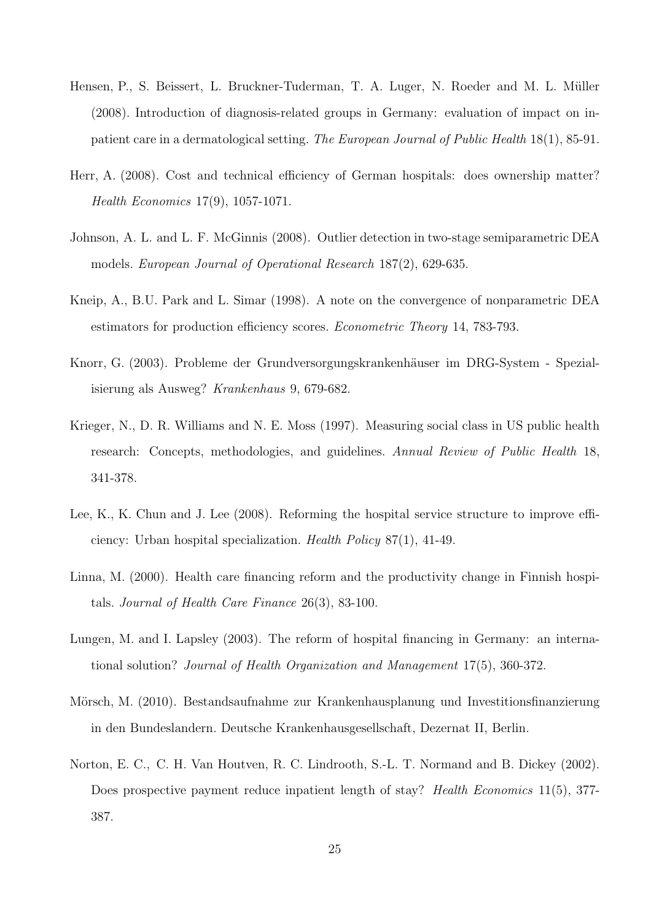Hensen, P., S. Beissert, L. Bruckner-Tuderman, T. A. Luger, N. Roeder and M. L. Müller (2008). Introduction of diagnosis-related groups in Germany: evaluation of impact on inpatient care in a dermatological setting. *The European Journal of Public Health* 18(1), 85-91.

Herr, A. (2008). Cost and technical efficiency of German hospitals: does ownership matter? *Health Economics* 17(9), 1057-1071.

Johnson, A. L. and L. F. McGinnis (2008). Outlier detection in two-stage semiparametric DEA models. *European Journal of Operational Research* 187(2), 629-635.

Kneip, A., B.U. Park and L. Simar (1998). A note on the convergence of nonparametric DEA estimators for production efficiency scores. *Econometric Theory* 14, 783-793.

Knorr, G. (2003). Probleme der Grundversorgungskrankenhäuser im DRG-System - Spezialisierung als Ausweg? *Krankenhaus* 9, 679-682.

Krieger, N., D. R. Williams and N. E. Moss (1997). Measuring social class in US public health research: Concepts, methodologies, and guidelines. *Annual Review of Public Health* 18, 341-378.

Lee, K., K. Chun and J. Lee (2008). Reforming the hospital service structure to improve efficiency: Urban hospital specialization. *Health Policy* 87(1), 41-49.

Linna, M. (2000). Health care financing reform and the productivity change in Finnish hospitals. *Journal of Health Care Finance* 26(3), 83-100.

Lungen, M. and I. Lapsley (2003). The reform of hospital financing in Germany: an international solution? *Journal of Health Organization and Management* 17(5), 360-372.

Mörsch, M. (2010). Bestandsaufnahme zur Krankenhausplanung und Investitionsfinanzierung in den Bundeslandern. Deutsche Krankenhausgesellschaft, Dezernat II, Berlin.

Norton, E. C., C. H. Van Houtven, R. C. Lindrooth, S.-L. T. Normand and B. Dickey (2002). Does prospective payment reduce inpatient length of stay? *Health Economics* 11(5), 377-387.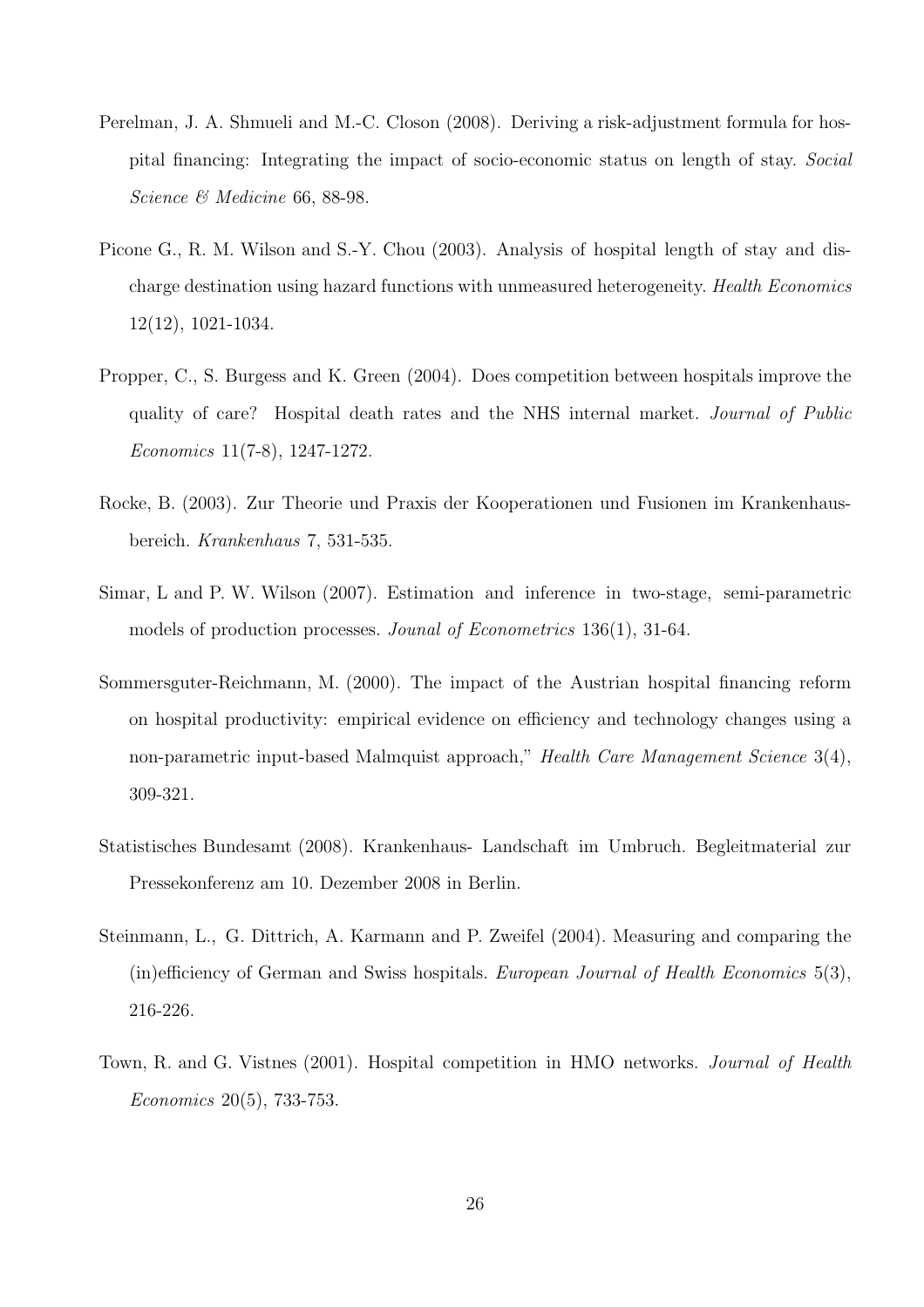Perelman, J. A. Shmueli and M.-C. Closon (2008). Deriving a risk-adjustment formula for hospital financing: Integrating the impact of socio-economic status on length of stay. *Social Science & Medicine* 66, 88-98.

Picone G., R. M. Wilson and S.-Y. Chou (2003). Analysis of hospital length of stay and discharge destination using hazard functions with unmeasured heterogeneity. *Health Economics* 12(12), 1021-1034.

Propper, C., S. Burgess and K. Green (2004). Does competition between hospitals improve the quality of care? Hospital death rates and the NHS internal market. *Journal of Public Economics* 11(7-8), 1247-1272.

Rocke, B. (2003). Zur Theorie und Praxis der Kooperationen und Fusionen im Krankenhausbereich. *Krankenhaus* 7, 531-535.

Simar, L and P. W. Wilson (2007). Estimation and inference in two-stage, semi-parametric models of production processes. *Jounal of Econometrics* 136(1), 31-64.

Sommersguter-Reichmann, M. (2000). The impact of the Austrian hospital financing reform on hospital productivity: empirical evidence on efficiency and technology changes using a non-parametric input-based Malmquist approach," *Health Care Management Science* 3(4), 309-321.

Statistisches Bundesamt (2008). Krankenhaus- Landschaft im Umbruch. Begleitmaterial zur Pressekonferenz am 10. Dezember 2008 in Berlin.

Steinmann, L., G. Dittrich, A. Karmann and P. Zweifel (2004). Measuring and comparing the (in)efficiency of German and Swiss hospitals. *European Journal of Health Economics* 5(3), 216-226.

Town, R. and G. Vistnes (2001). Hospital competition in HMO networks. *Journal of Health Economics* 20(5), 733-753.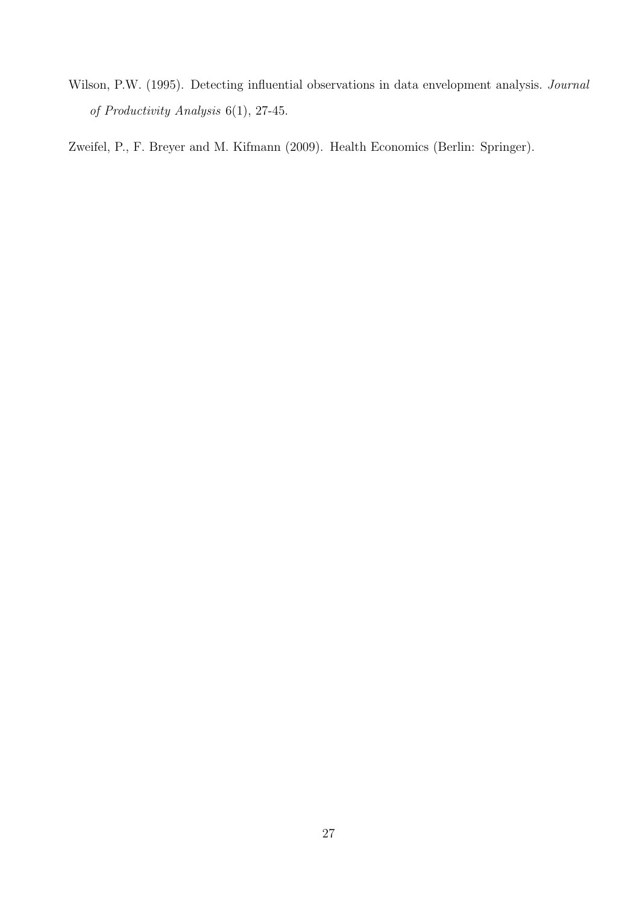Wilson, P.W. (1995). Detecting influential observations in data envelopment analysis. *Journal of Productivity Analysis* 6(1), 27-45.

Zweifel, P., F. Breyer and M. Kifmann (2009). Health Economics (Berlin: Springer).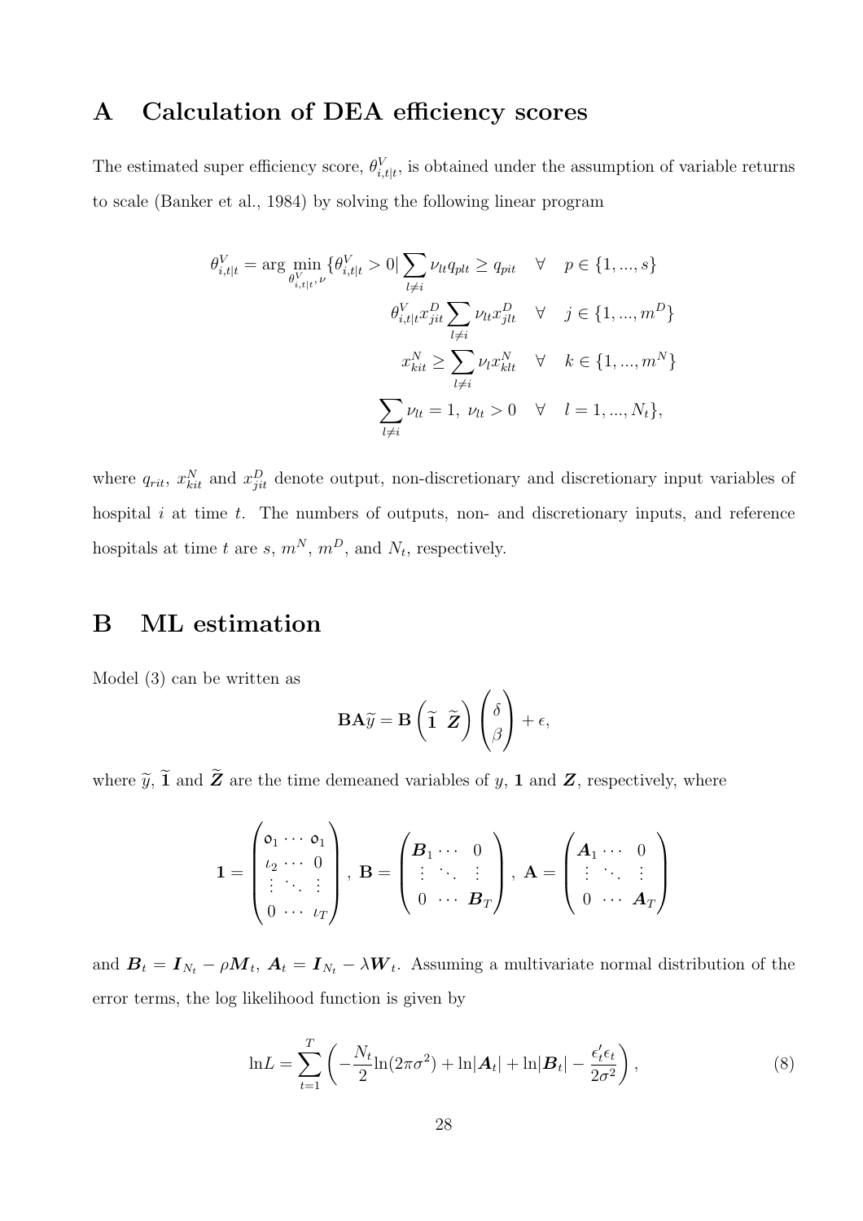# A Calculation of DEA efficiency scores

The estimated super efficiency score, $\theta^V_{i,t|t}$, is obtained under the assumption of variable returns to scale (Banker et al., 1984) by solving the following linear program

$$
\begin{aligned}
\theta^V_{i,t|t} = \arg\min_{\theta^V_{i,t|t},\nu} \{\theta^V_{i,t|t} > 0 | \sum_{l \neq i} \nu_{lt} q_{plt} \geq q_{pit} \quad &\forall \quad p \in \{1, ..., s\} \\
\theta^V_{i,t|t} x^D_{jit} \sum_{l \neq i} \nu_{lt} x^D_{jlt} \quad &\forall \quad j \in \{1, ..., m^D\} \\
x^N_{kit} \geq \sum_{l \neq i} \nu_l x^N_{klt} \quad &\forall \quad k \in \{1, ..., m^N\} \\
\sum_{l \neq i} \nu_{lt} = 1, \ \nu_{lt} > 0 \quad &\forall \quad l = 1, ..., N_t\},
\end{aligned}
$$

where $q_{rit}$, $x^N_{kit}$ and $x^D_{jit}$ denote output, non-discretionary and discretionary input variables of hospital $i$ at time $t$. The numbers of outputs, non- and discretionary inputs, and reference hospitals at time $t$ are $s$, $m^N$, $m^D$, and $N_t$, respectively.

# B ML estimation

Model (3) can be written as

$$
\mathbf{B}\mathbf{A}\widetilde{y} = \mathbf{B}\begin{pmatrix} \widetilde{\mathbf{1}} & \widetilde{\boldsymbol{Z}} \end{pmatrix} \begin{pmatrix} \delta \\ \beta \end{pmatrix} + \epsilon,
$$

where $\widetilde{y}$, $\widetilde{\mathbf{1}}$ and $\widetilde{\boldsymbol{Z}}$ are the time demeaned variables of $y$, $\mathbf{1}$ and $\boldsymbol{Z}$, respectively, where

$$
\mathbf{1} = \begin{pmatrix} \mathfrak{o}_1 & \cdots & \mathfrak{o}_1 \\ \iota_2 & \cdots & 0 \\ \vdots & \ddots & \vdots \\ 0 & \cdots & \iota_T \end{pmatrix}, \ \mathbf{B} = \begin{pmatrix} \boldsymbol{B}_1 & \cdots & 0 \\ \vdots & \ddots & \vdots \\ 0 & \cdots & \boldsymbol{B}_T \end{pmatrix}, \ \mathbf{A} = \begin{pmatrix} \boldsymbol{A}_1 & \cdots & 0 \\ \vdots & \ddots & \vdots \\ 0 & \cdots & \boldsymbol{A}_T \end{pmatrix}
$$

and $\boldsymbol{B}_t = \boldsymbol{I}_{N_t} - \rho \boldsymbol{M}_t$, $\boldsymbol{A}_t = \boldsymbol{I}_{N_t} - \lambda \boldsymbol{W}_t$. Assuming a multivariate normal distribution of the error terms, the log likelihood function is given by

$$
\ln L = \sum_{t=1}^{T} \left( -\frac{N_t}{2} \ln(2\pi\sigma^2) + \ln|\boldsymbol{A}_t| + \ln|\boldsymbol{B}_t| - \frac{\epsilon_t'\epsilon_t}{2\sigma^2} \right), \tag{8}
$$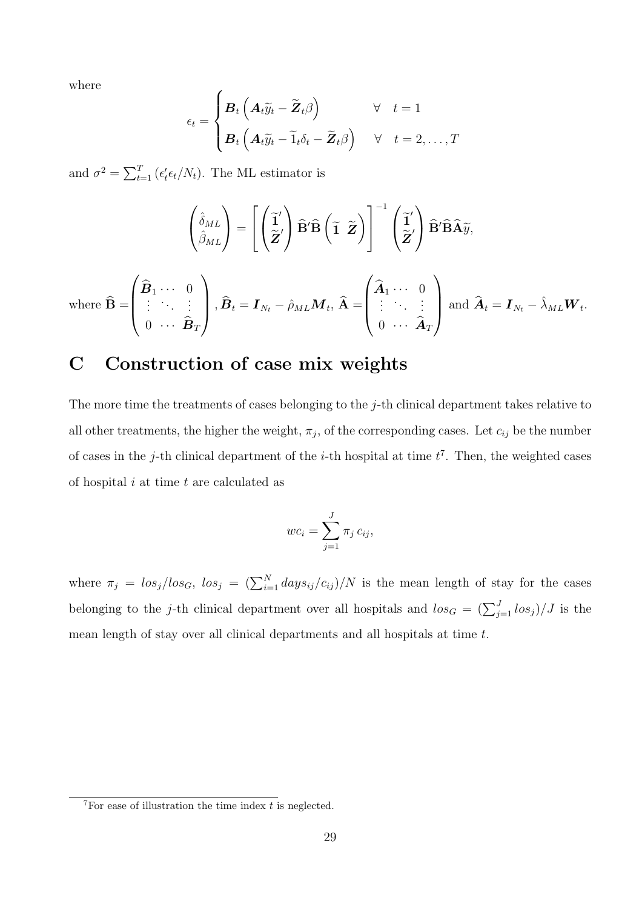where

$$
\epsilon_t = \begin{cases} \boldsymbol{B}_t \left( \boldsymbol{A}_t \widetilde{y}_t - \widetilde{\boldsymbol{Z}}_t \beta \right) & \forall \quad t = 1 \\ \boldsymbol{B}_t \left( \boldsymbol{A}_t \widetilde{y}_t - \widetilde{1}_t \delta_t - \widetilde{\boldsymbol{Z}}_t \beta \right) & \forall \quad t = 2, \ldots, T \end{cases}
$$

and $\sigma^2 = \sum_{t=1}^{T} (\epsilon_t' \epsilon_t / N_t)$. The ML estimator is

$$
\begin{pmatrix} \hat{\delta}_{ML} \\ \hat{\beta}_{ML} \end{pmatrix} = \left[ \begin{pmatrix} \widetilde{\mathbf{1}}' \\ \widetilde{\boldsymbol{Z}}' \end{pmatrix} \widehat{\mathbf{B}}' \widehat{\mathbf{B}} \begin{pmatrix} \widetilde{\mathbf{1}} & \widetilde{\boldsymbol{Z}} \end{pmatrix} \right]^{-1} \begin{pmatrix} \widetilde{\mathbf{1}}' \\ \widetilde{\boldsymbol{Z}}' \end{pmatrix} \widehat{\mathbf{B}}' \widehat{\mathbf{B}} \widehat{\mathbf{A}} \widetilde{y},
$$

where $\widehat{\mathbf{B}} = \begin{pmatrix} \widehat{\boldsymbol{B}}_1 & \cdots & 0 \\ \vdots & \ddots & \vdots \\ 0 & \cdots & \widehat{\boldsymbol{B}}_T \end{pmatrix}$, $\widehat{\boldsymbol{B}}_t = \boldsymbol{I}_{N_t} - \hat{\rho}_{ML} \boldsymbol{M}_t$, $\widehat{\mathbf{A}} = \begin{pmatrix} \widehat{\boldsymbol{A}}_1 & \cdots & 0 \\ \vdots & \ddots & \vdots \\ 0 & \cdots & \widehat{\boldsymbol{A}}_T \end{pmatrix}$ and $\widehat{\boldsymbol{A}}_t = \boldsymbol{I}_{N_t} - \hat{\lambda}_{ML} \boldsymbol{W}_t$.

# C Construction of case mix weights

The more time the treatments of cases belonging to the $j$-th clinical department takes relative to all other treatments, the higher the weight, $\pi_j$, of the corresponding cases. Let $c_{ij}$ be the number of cases in the $j$-th clinical department of the $i$-th hospital at time $t$[7]. Then, the weighted cases of hospital $i$ at time $t$ are calculated as

$$
wc_i = \sum_{j=1}^{J} \pi_j \, c_{ij},
$$

where $\pi_j = los_j / los_G$, $los_j = (\sum_{i=1}^{N} days_{ij}/c_{ij})/N$ is the mean length of stay for the cases belonging to the $j$-th clinical department over all hospitals and $los_G = (\sum_{j=1}^{J} los_j)/J$ is the mean length of stay over all clinical departments and all hospitals at time $t$.

[7]For ease of illustration the time index $t$ is neglected.